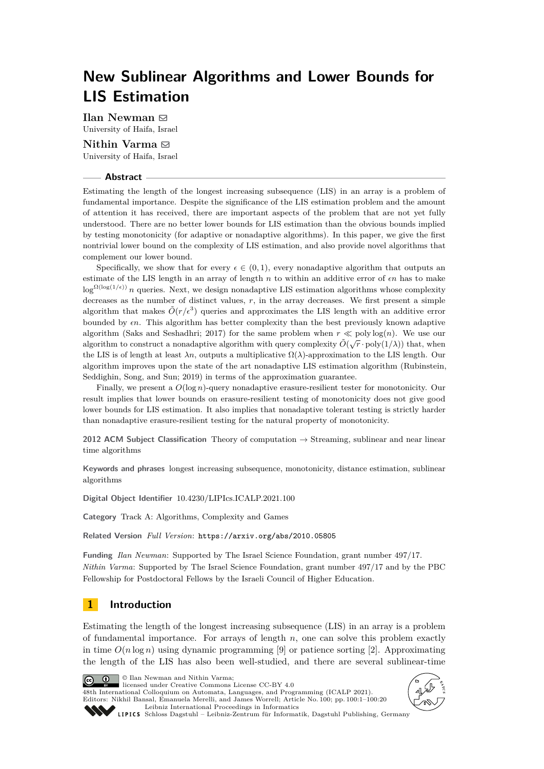# New Sublinear Algorithms and Lower Bounds for LIS Estimation

**Ilan Newman** ✉
University of Haifa, Israel

**Nithin Varma** ✉
University of Haifa, Israel

## Abstract

Estimating the length of the longest increasing subsequence (LIS) in an array is a problem of fundamental importance. Despite the significance of the LIS estimation problem and the amount of attention it has received, there are important aspects of the problem that are not yet fully understood. There are no better lower bounds for LIS estimation than the obvious bounds implied by testing monotonicity (for adaptive or nonadaptive algorithms). In this paper, we give the first nontrivial lower bound on the complexity of LIS estimation, and also provide novel algorithms that complement our lower bound.

Specifically, we show that for every $\epsilon \in (0,1)$, every nonadaptive algorithm that outputs an estimate of the LIS length in an array of length $n$ to within an additive error of $\epsilon n$ has to make $\log^{\Omega(\log(1/\epsilon))} n$ queries. Next, we design nonadaptive LIS estimation algorithms whose complexity decreases as the number of distinct values, $r$, in the array decreases. We first present a simple algorithm that makes $\tilde{O}(r/\epsilon^3)$ queries and approximates the LIS length with an additive error bounded by $\epsilon n$. This algorithm has better complexity than the best previously known adaptive algorithm (Saks and Seshadhri; 2017) for the same problem when $r \ll \text{poly}\log(n)$. We use our algorithm to construct a nonadaptive algorithm with query complexity $\tilde{O}(\sqrt{r} \cdot \text{poly}(1/\lambda))$ that, when the LIS is of length at least $\lambda n$, outputs a multiplicative $\Omega(\lambda)$-approximation to the LIS length. Our algorithm improves upon the state of the art nonadaptive LIS estimation algorithm (Rubinstein, Seddighin, Song, and Sun; 2019) in terms of the approximation guarantee.

Finally, we present a $O(\log n)$-query nonadaptive erasure-resilient tester for monotonicity. Our result implies that lower bounds on erasure-resilient testing of monotonicity does not give good lower bounds for LIS estimation. It also implies that nonadaptive tolerant testing is strictly harder than nonadaptive erasure-resilient testing for the natural property of monotonicity.

**2012 ACM Subject Classification** Theory of computation → Streaming, sublinear and near linear time algorithms

**Keywords and phrases** longest increasing subsequence, monotonicity, distance estimation, sublinear algorithms

**Digital Object Identifier** 10.4230/LIPIcs.ICALP.2021.100

**Category** Track A: Algorithms, Complexity and Games

**Related Version** *Full Version*: https://arxiv.org/abs/2010.05805

**Funding** *Ilan Newman*: Supported by The Israel Science Foundation, grant number 497/17.
*Nithin Varma*: Supported by The Israel Science Foundation, grant number 497/17 and by the PBC Fellowship for Postdoctoral Fellows by the Israeli Council of Higher Education.

## 1 Introduction

Estimating the length of the longest increasing subsequence (LIS) in an array is a problem of fundamental importance. For arrays of length $n$, one can solve this problem exactly in time $O(n \log n)$ using dynamic programming [9] or patience sorting [2]. Approximating the length of the LIS has also been well-studied, and there are several sublinear-time

© Ilan Newman and Nithin Varma;
licensed under Creative Commons License CC-BY 4.0
48th International Colloquium on Automata, Languages, and Programming (ICALP 2021).
Editors: Nikhil Bansal, Emanuela Merelli, and James Worrell; Article No. 100; pp. 100:1–100:20
Leibniz International Proceedings in Informatics
Schloss Dagstuhl – Leibniz-Zentrum für Informatik, Dagstuhl Publishing, Germany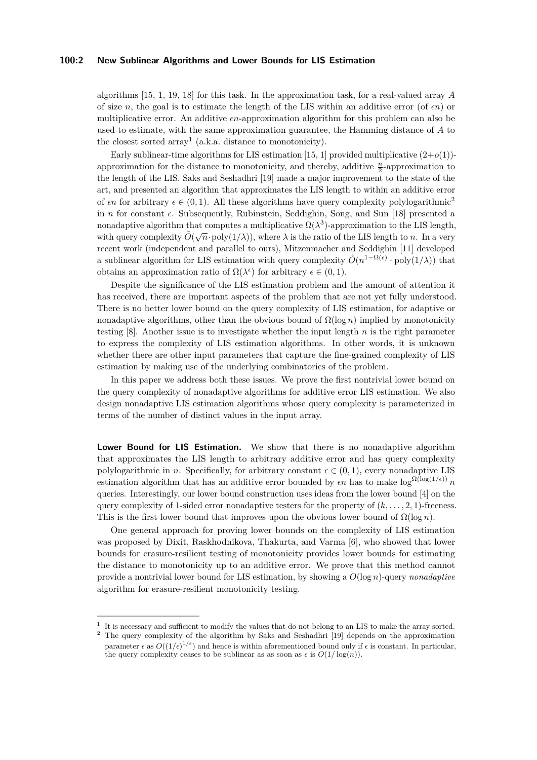algorithms [15, 1, 19, 18] for this task. In the approximation task, for a real-valued array $A$ of size $n$, the goal is to estimate the length of the LIS within an additive error (of $\epsilon n$) or multiplicative error. An additive $\epsilon n$-approximation algorithm for this problem can also be used to estimate, with the same approximation guarantee, the Hamming distance of $A$ to the closest sorted array[1] (a.k.a. distance to monotonicity).

Early sublinear-time algorithms for LIS estimation [15, 1] provided multiplicative $(2+o(1))$-approximation for the distance to monotonicity, and thereby, additive $\frac{n}{2}$-approximation to the length of the LIS. Saks and Seshadhri [19] made a major improvement to the state of the art, and presented an algorithm that approximates the LIS length to within an additive error of $\epsilon n$ for arbitrary $\epsilon \in (0, 1)$. All these algorithms have query complexity polylogarithmic[2] in $n$ for constant $\epsilon$. Subsequently, Rubinstein, Seddighin, Song, and Sun [18] presented a nonadaptive algorithm that computes a multiplicative $\Omega(\lambda^3)$-approximation to the LIS length, with query complexity $\tilde{O}(\sqrt{n} \cdot \text{poly}(1/\lambda))$, where $\lambda$ is the ratio of the LIS length to $n$. In a very recent work (independent and parallel to ours), Mitzenmacher and Seddighin [11] developed a sublinear algorithm for LIS estimation with query complexity $\tilde{O}(n^{1-\Omega(\epsilon)} \cdot \text{poly}(1/\lambda))$ that obtains an approximation ratio of $\Omega(\lambda^\epsilon)$ for arbitrary $\epsilon \in (0, 1)$.

Despite the significance of the LIS estimation problem and the amount of attention it has received, there are important aspects of the problem that are not yet fully understood. There is no better lower bound on the query complexity of LIS estimation, for adaptive or nonadaptive algorithms, other than the obvious bound of $\Omega(\log n)$ implied by monotonicity testing [8]. Another issue is to investigate whether the input length $n$ is the right parameter to express the complexity of LIS estimation algorithms. In other words, it is unknown whether there are other input parameters that capture the fine-grained complexity of LIS estimation by making use of the underlying combinatorics of the problem.

In this paper we address both these issues. We prove the first nontrivial lower bound on the query complexity of nonadaptive algorithms for additive error LIS estimation. We also design nonadaptive LIS estimation algorithms whose query complexity is parameterized in terms of the number of distinct values in the input array.

**Lower Bound for LIS Estimation.** We show that there is no nonadaptive algorithm that approximates the LIS length to arbitrary additive error and has query complexity polylogarithmic in $n$. Specifically, for arbitrary constant $\epsilon \in (0, 1)$, every nonadaptive LIS estimation algorithm that has an additive error bounded by $\epsilon n$ has to make $\log^{\Omega(\log(1/\epsilon))} n$ queries. Interestingly, our lower bound construction uses ideas from the lower bound [4] on the query complexity of 1-sided error nonadaptive testers for the property of $(k, \ldots, 2, 1)$-freeness. This is the first lower bound that improves upon the obvious lower bound of $\Omega(\log n)$.

One general approach for proving lower bounds on the complexity of LIS estimation was proposed by Dixit, Raskhodnikova, Thakurta, and Varma [6], who showed that lower bounds for erasure-resilient testing of monotonicity provides lower bounds for estimating the distance to monotonicity up to an additive error. We prove that this method cannot provide a nontrivial lower bound for LIS estimation, by showing a $O(\log n)$-query *nonadaptive* algorithm for erasure-resilient monotonicity testing.

---

[1] It is necessary and sufficient to modify the values that do not belong to an LIS to make the array sorted.

[2] The query complexity of the algorithm by Saks and Seshadhri [19] depends on the approximation parameter $\epsilon$ as $O((1/\epsilon)^{1/\epsilon})$ and hence is within aforementioned bound only if $\epsilon$ is constant. In particular, the query complexity ceases to be sublinear as as soon as $\epsilon$ is $O(1/\log(n))$.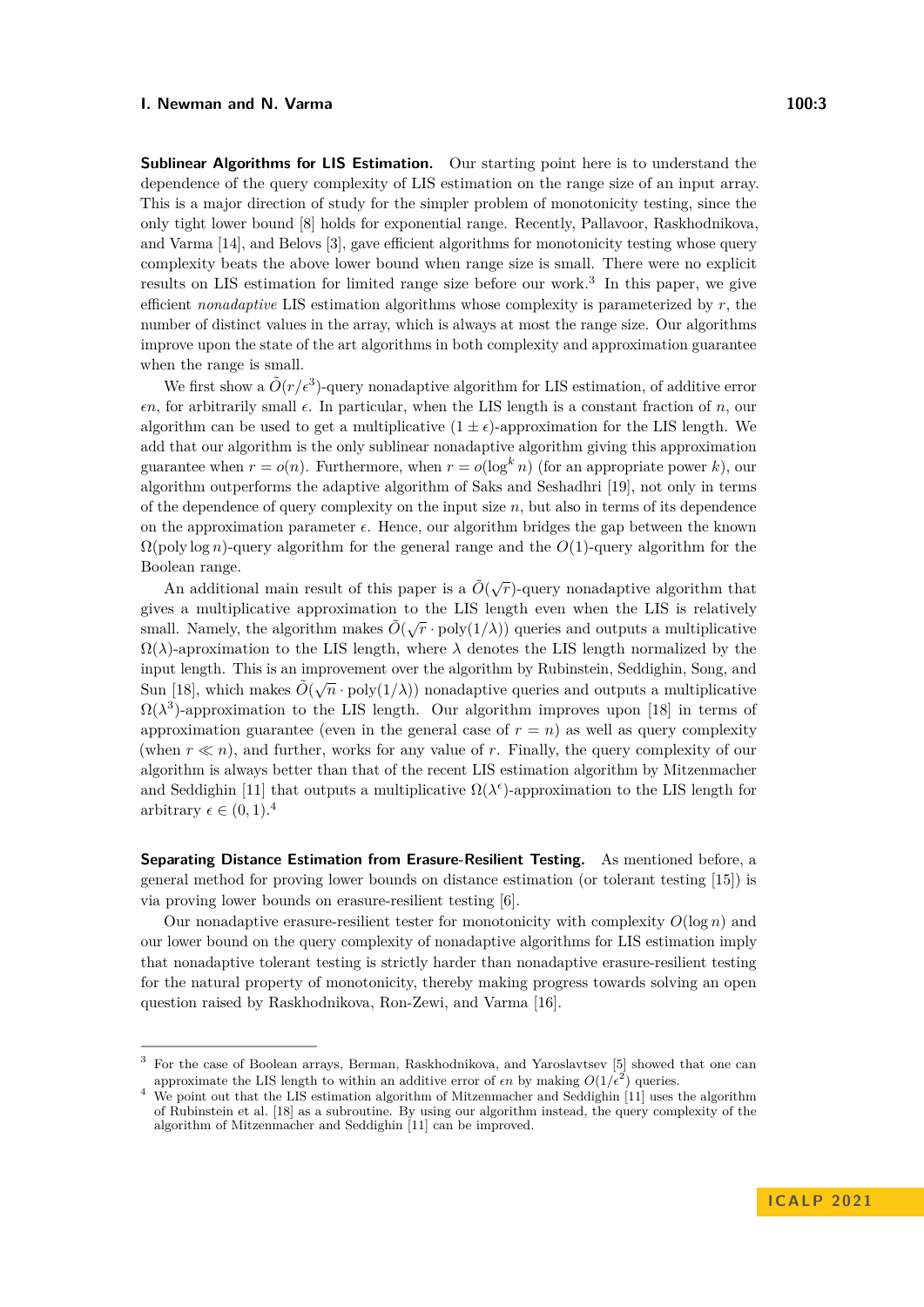**Sublinear Algorithms for LIS Estimation.** Our starting point here is to understand the dependence of the query complexity of LIS estimation on the range size of an input array. This is a major direction of study for the simpler problem of monotonicity testing, since the only tight lower bound [8] holds for exponential range. Recently, Pallavoor, Raskhodnikova, and Varma [14], and Belovs [3], gave efficient algorithms for monotonicity testing whose query complexity beats the above lower bound when range size is small. There were no explicit results on LIS estimation for limited range size before our work.[3] In this paper, we give efficient *nonadaptive* LIS estimation algorithms whose complexity is parameterized by $r$, the number of distinct values in the array, which is always at most the range size. Our algorithms improve upon the state of the art algorithms in both complexity and approximation guarantee when the range is small.

We first show a $\tilde{O}(r/\epsilon^3)$-query nonadaptive algorithm for LIS estimation, of additive error $\epsilon n$, for arbitrarily small $\epsilon$. In particular, when the LIS length is a constant fraction of $n$, our algorithm can be used to get a multiplicative $(1 \pm \epsilon)$-approximation for the LIS length. We add that our algorithm is the only sublinear nonadaptive algorithm giving this approximation guarantee when $r = o(n)$. Furthermore, when $r = o(\log^k n)$ (for an appropriate power $k$), our algorithm outperforms the adaptive algorithm of Saks and Seshadhri [19], not only in terms of the dependence of query complexity on the input size $n$, but also in terms of its dependence on the approximation parameter $\epsilon$. Hence, our algorithm bridges the gap between the known $\Omega(\text{poly} \log n)$-query algorithm for the general range and the $O(1)$-query algorithm for the Boolean range.

An additional main result of this paper is a $\tilde{O}(\sqrt{r})$-query nonadaptive algorithm that gives a multiplicative approximation to the LIS length even when the LIS is relatively small. Namely, the algorithm makes $\tilde{O}(\sqrt{r} \cdot \text{poly}(1/\lambda))$ queries and outputs a multiplicative $\Omega(\lambda)$-aproximation to the LIS length, where $\lambda$ denotes the LIS length normalized by the input length. This is an improvement over the algorithm by Rubinstein, Seddighin, Song, and Sun [18], which makes $\tilde{O}(\sqrt{n} \cdot \text{poly}(1/\lambda))$ nonadaptive queries and outputs a multiplicative $\Omega(\lambda^3)$-approximation to the LIS length. Our algorithm improves upon [18] in terms of approximation guarantee (even in the general case of $r = n$) as well as query complexity (when $r \ll n$), and further, works for any value of $r$. Finally, the query complexity of our algorithm is always better than that of the recent LIS estimation algorithm by Mitzenmacher and Seddighin [11] that outputs a multiplicative $\Omega(\lambda^\epsilon)$-approximation to the LIS length for arbitrary $\epsilon \in (0, 1)$.[4]

**Separating Distance Estimation from Erasure-Resilient Testing.** As mentioned before, a general method for proving lower bounds on distance estimation (or tolerant testing [15]) is via proving lower bounds on erasure-resilient testing [6].

Our nonadaptive erasure-resilient tester for monotonicity with complexity $O(\log n)$ and our lower bound on the query complexity of nonadaptive algorithms for LIS estimation imply that nonadaptive tolerant testing is strictly harder than nonadaptive erasure-resilient testing for the natural property of monotonicity, thereby making progress towards solving an open question raised by Raskhodnikova, Ron-Zewi, and Varma [16].

---

[3] For the case of Boolean arrays, Berman, Raskhodnikova, and Yaroslavtsev [5] showed that one can approximate the LIS length to within an additive error of $\epsilon n$ by making $O(1/\epsilon^2)$ queries.

[4] We point out that the LIS estimation algorithm of Mitzenmacher and Seddighin [11] uses the algorithm of Rubinstein et al. [18] as a subroutine. By using our algorithm instead, the query complexity of the algorithm of Mitzenmacher and Seddighin [11] can be improved.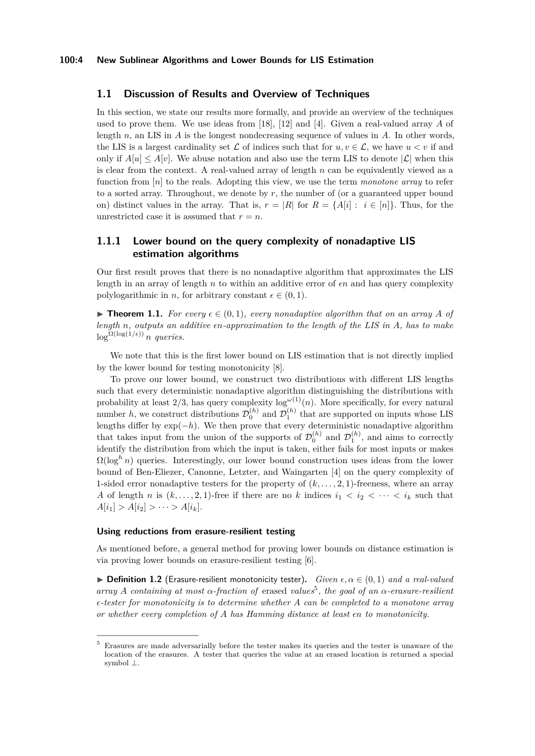## 1.1 Discussion of Results and Overview of Techniques

In this section, we state our results more formally, and provide an overview of the techniques used to prove them. We use ideas from [18], [12] and [4]. Given a real-valued array $A$ of length $n$, an LIS in $A$ is the longest nondecreasing sequence of values in $A$. In other words, the LIS is a largest cardinality set $\mathcal{L}$ of indices such that for $u, v \in \mathcal{L}$, we have $u < v$ if and only if $A[u] \leq A[v]$. We abuse notation and also use the term LIS to denote $|\mathcal{L}|$ when this is clear from the context. A real-valued array of length $n$ can be equivalently viewed as a function from $[n]$ to the reals. Adopting this view, we use the term *monotone array* to refer to a sorted array. Throughout, we denote by $r$, the number of (or a guaranteed upper bound on) distinct values in the array. That is, $r = |R|$ for $R = \{A[i] : i \in [n]\}$. Thus, for the unrestricted case it is assumed that $r = n$.

### 1.1.1 Lower bound on the query complexity of nonadaptive LIS estimation algorithms

Our first result proves that there is no nonadaptive algorithm that approximates the LIS length in an array of length $n$ to within an additive error of $\epsilon n$ and has query complexity polylogarithmic in $n$, for arbitrary constant $\epsilon \in (0, 1)$.

▶ **Theorem 1.1.** *For every $\epsilon \in (0, 1)$, every nonadaptive algorithm that on an array $A$ of length $n$, outputs an additive $\epsilon n$-approximation to the length of the LIS in $A$, has to make $\log^{\Omega(\log(1/\epsilon))} n$ queries.*

We note that this is the first lower bound on LIS estimation that is not directly implied by the lower bound for testing monotonicity [8].

To prove our lower bound, we construct two distributions with different LIS lengths such that every deterministic nonadaptive algorithm distinguishing the distributions with probability at least 2/3, has query complexity $\log^{\omega(1)}(n)$. More specifically, for every natural number $h$, we construct distributions $\mathcal{D}_0^{(h)}$ and $\mathcal{D}_1^{(h)}$ that are supported on inputs whose LIS lengths differ by $\exp(-h)$. We then prove that every deterministic nonadaptive algorithm that takes input from the union of the supports of $\mathcal{D}_0^{(h)}$ and $\mathcal{D}_1^{(h)}$, and aims to correctly identify the distribution from which the input is taken, either fails for most inputs or makes $\Omega(\log^h n)$ queries. Interestingly, our lower bound construction uses ideas from the lower bound of Ben-Eliezer, Canonne, Letzter, and Waingarten [4] on the query complexity of 1-sided error nonadaptive testers for the property of $(k, \ldots, 2, 1)$-freeness, where an array $A$ of length $n$ is $(k, \ldots, 2, 1)$-free if there are no $k$ indices $i_1 < i_2 < \cdots < i_k$ such that $A[i_1] > A[i_2] > \cdots > A[i_k]$.

#### Using reductions from erasure-resilient testing

As mentioned before, a general method for proving lower bounds on distance estimation is via proving lower bounds on erasure-resilient testing [6].

▶ **Definition 1.2** (Erasure-resilient monotonicity tester). *Given $\epsilon, \alpha \in (0, 1)$ and a real-valued array $A$ containing at most $\alpha$-fraction of* erased *values*[5]*, the goal of an $\alpha$-erasure-resilient $\epsilon$-tester for monotonicity is to determine whether $A$ can be completed to a monotone array or whether every completion of $A$ has Hamming distance at least $\epsilon n$ to monotonicity.*

---

[5] Erasures are made adversarially before the tester makes its queries and the tester is unaware of the location of the erasures. A tester that queries the value at an erased location is returned a special symbol $\perp$.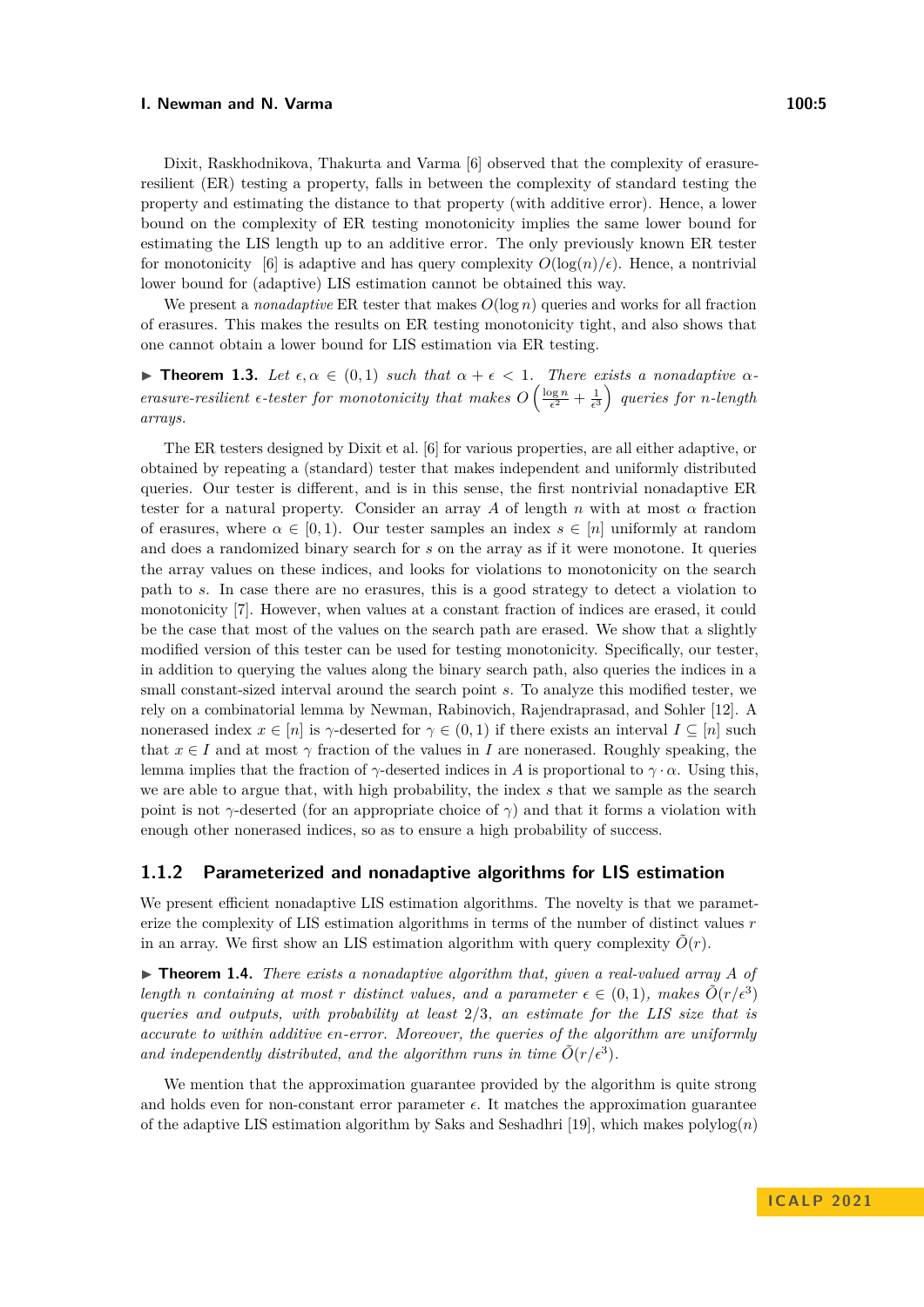Dixit, Raskhodnikova, Thakurta and Varma [6] observed that the complexity of erasure-resilient (ER) testing a property, falls in between the complexity of standard testing the property and estimating the distance to that property (with additive error). Hence, a lower bound on the complexity of ER testing monotonicity implies the same lower bound for estimating the LIS length up to an additive error. The only previously known ER tester for monotonicity [6] is adaptive and has query complexity $O(\log(n)/\epsilon)$. Hence, a nontrivial lower bound for (adaptive) LIS estimation cannot be obtained this way.

We present a *nonadaptive* ER tester that makes $O(\log n)$ queries and works for all fraction of erasures. This makes the results on ER testing monotonicity tight, and also shows that one cannot obtain a lower bound for LIS estimation via ER testing.

▶ **Theorem 1.3.** *Let $\epsilon, \alpha \in (0,1)$ such that $\alpha + \epsilon < 1$. There exists a nonadaptive $\alpha$-erasure-resilient $\epsilon$-tester for monotonicity that makes $O\left(\frac{\log n}{\epsilon^2} + \frac{1}{\epsilon^3}\right)$ queries for $n$-length arrays.*

The ER testers designed by Dixit et al. [6] for various properties, are all either adaptive, or obtained by repeating a (standard) tester that makes independent and uniformly distributed queries. Our tester is different, and is in this sense, the first nontrivial nonadaptive ER tester for a natural property. Consider an array $A$ of length $n$ with at most $\alpha$ fraction of erasures, where $\alpha \in [0,1)$. Our tester samples an index $s \in [n]$ uniformly at random and does a randomized binary search for $s$ on the array as if it were monotone. It queries the array values on these indices, and looks for violations to monotonicity on the search path to $s$. In case there are no erasures, this is a good strategy to detect a violation to monotonicity [7]. However, when values at a constant fraction of indices are erased, it could be the case that most of the values on the search path are erased. We show that a slightly modified version of this tester can be used for testing monotonicity. Specifically, our tester, in addition to querying the values along the binary search path, also queries the indices in a small constant-sized interval around the search point $s$. To analyze this modified tester, we rely on a combinatorial lemma by Newman, Rabinovich, Rajendraprasad, and Sohler [12]. A nonerased index $x \in [n]$ is $\gamma$-deserted for $\gamma \in (0,1)$ if there exists an interval $I \subseteq [n]$ such that $x \in I$ and at most $\gamma$ fraction of the values in $I$ are nonerased. Roughly speaking, the lemma implies that the fraction of $\gamma$-deserted indices in $A$ is proportional to $\gamma \cdot \alpha$. Using this, we are able to argue that, with high probability, the index $s$ that we sample as the search point is not $\gamma$-deserted (for an appropriate choice of $\gamma$) and that it forms a violation with enough other nonerased indices, so as to ensure a high probability of success.

### 1.1.2 Parameterized and nonadaptive algorithms for LIS estimation

We present efficient nonadaptive LIS estimation algorithms. The novelty is that we parameterize the complexity of LIS estimation algorithms in terms of the number of distinct values $r$ in an array. We first show an LIS estimation algorithm with query complexity $\tilde{O}(r)$.

▶ **Theorem 1.4.** *There exists a nonadaptive algorithm that, given a real-valued array $A$ of length $n$ containing at most $r$ distinct values, and a parameter $\epsilon \in (0,1)$, makes $\tilde{O}(r/\epsilon^3)$ queries and outputs, with probability at least $2/3$, an estimate for the LIS size that is accurate to within additive $\epsilon n$-error. Moreover, the queries of the algorithm are uniformly and independently distributed, and the algorithm runs in time $\tilde{O}(r/\epsilon^3)$.*

We mention that the approximation guarantee provided by the algorithm is quite strong and holds even for non-constant error parameter $\epsilon$. It matches the approximation guarantee of the adaptive LIS estimation algorithm by Saks and Seshadhri [19], which makes polylog$(n)$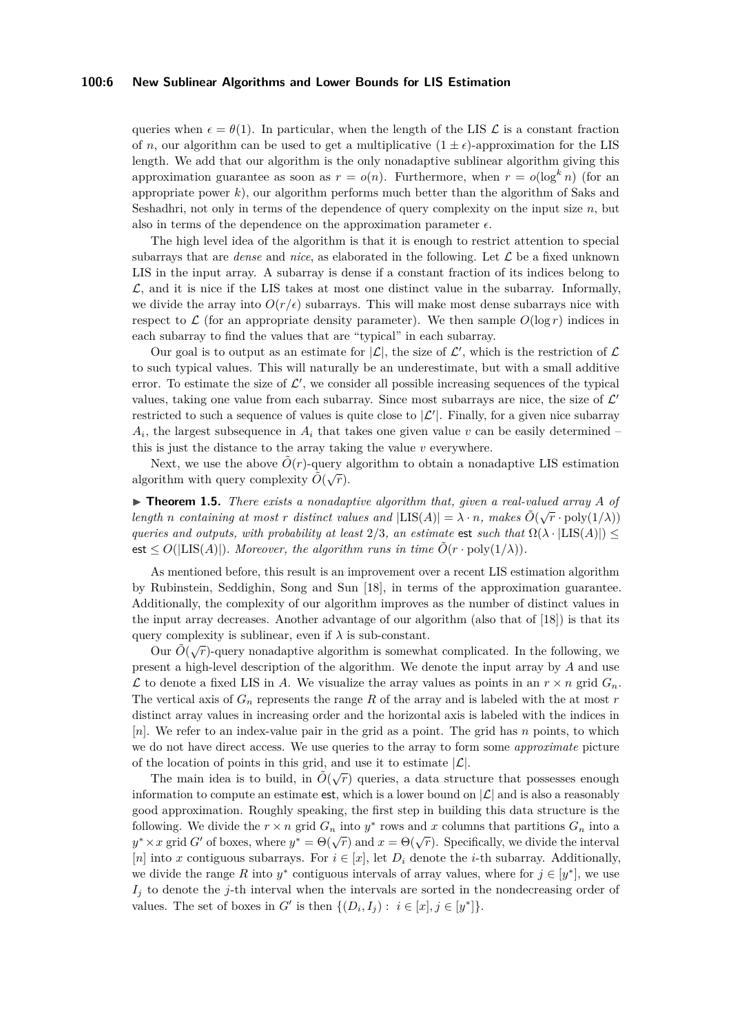queries when $\epsilon = \theta(1)$. In particular, when the length of the LIS $\mathcal{L}$ is a constant fraction of $n$, our algorithm can be used to get a multiplicative $(1 \pm \epsilon)$-approximation for the LIS length. We add that our algorithm is the only nonadaptive sublinear algorithm giving this approximation guarantee as soon as $r = o(n)$. Furthermore, when $r = o(\log^k n)$ (for an appropriate power $k$), our algorithm performs much better than the algorithm of Saks and Seshadhri, not only in terms of the dependence of query complexity on the input size $n$, but also in terms of the dependence on the approximation parameter $\epsilon$.

The high level idea of the algorithm is that it is enough to restrict attention to special subarrays that are *dense* and *nice*, as elaborated in the following. Let $\mathcal{L}$ be a fixed unknown LIS in the input array. A subarray is dense if a constant fraction of its indices belong to $\mathcal{L}$, and it is nice if the LIS takes at most one distinct value in the subarray. Informally, we divide the array into $O(r/\epsilon)$ subarrays. This will make most dense subarrays nice with respect to $\mathcal{L}$ (for an appropriate density parameter). We then sample $O(\log r)$ indices in each subarray to find the values that are "typical" in each subarray.

Our goal is to output as an estimate for $|\mathcal{L}|$, the size of $\mathcal{L}'$, which is the restriction of $\mathcal{L}$ to such typical values. This will naturally be an underestimate, but with a small additive error. To estimate the size of $\mathcal{L}'$, we consider all possible increasing sequences of the typical values, taking one value from each subarray. Since most subarrays are nice, the size of $\mathcal{L}'$ restricted to such a sequence of values is quite close to $|\mathcal{L}'|$. Finally, for a given nice subarray $A_i$, the largest subsequence in $A_i$ that takes one given value $v$ can be easily determined – this is just the distance to the array taking the value $v$ everywhere.

Next, we use the above $\tilde{O}(r)$-query algorithm to obtain a nonadaptive LIS estimation algorithm with query complexity $\tilde{O}(\sqrt{r})$.

▶ **Theorem 1.5.** *There exists a nonadaptive algorithm that, given a real-valued array $A$ of length $n$ containing at most $r$ distinct values and $|\mathrm{LIS}(A)| = \lambda \cdot n$, makes $\tilde{O}(\sqrt{r} \cdot \mathrm{poly}(1/\lambda))$ queries and outputs, with probability at least $2/3$, an estimate* est *such that $\Omega(\lambda \cdot |\mathrm{LIS}(A)|) \leq$ est $\leq O(|\mathrm{LIS}(A)|)$. Moreover, the algorithm runs in time $\tilde{O}(r \cdot \mathrm{poly}(1/\lambda))$.*

As mentioned before, this result is an improvement over a recent LIS estimation algorithm by Rubinstein, Seddighin, Song and Sun [18], in terms of the approximation guarantee. Additionally, the complexity of our algorithm improves as the number of distinct values in the input array decreases. Another advantage of our algorithm (also that of [18]) is that its query complexity is sublinear, even if $\lambda$ is sub-constant.

Our $\tilde{O}(\sqrt{r})$-query nonadaptive algorithm is somewhat complicated. In the following, we present a high-level description of the algorithm. We denote the input array by $A$ and use $\mathcal{L}$ to denote a fixed LIS in $A$. We visualize the array values as points in an $r \times n$ grid $G_n$. The vertical axis of $G_n$ represents the range $R$ of the array and is labeled with the at most $r$ distinct array values in increasing order and the horizontal axis is labeled with the indices in $[n]$. We refer to an index-value pair in the grid as a point. The grid has $n$ points, to which we do not have direct access. We use queries to the array to form some *approximate* picture of the location of points in this grid, and use it to estimate $|\mathcal{L}|$.

The main idea is to build, in $\tilde{O}(\sqrt{r})$ queries, a data structure that possesses enough information to compute an estimate est, which is a lower bound on $|\mathcal{L}|$ and is also a reasonably good approximation. Roughly speaking, the first step in building this data structure is the following. We divide the $r \times n$ grid $G_n$ into $y^*$ rows and $x$ columns that partitions $G_n$ into a $y^* \times x$ grid $G'$ of boxes, where $y^* = \Theta(\sqrt{r})$ and $x = \Theta(\sqrt{r})$. Specifically, we divide the interval $[n]$ into $x$ contiguous subarrays. For $i \in [x]$, let $D_i$ denote the $i$-th subarray. Additionally, we divide the range $R$ into $y^*$ contiguous intervals of array values, where for $j \in [y^*]$, we use $I_j$ to denote the $j$-th interval when the intervals are sorted in the nondecreasing order of values. The set of boxes in $G'$ is then $\{(D_i, I_j) : i \in [x], j \in [y^*]\}$.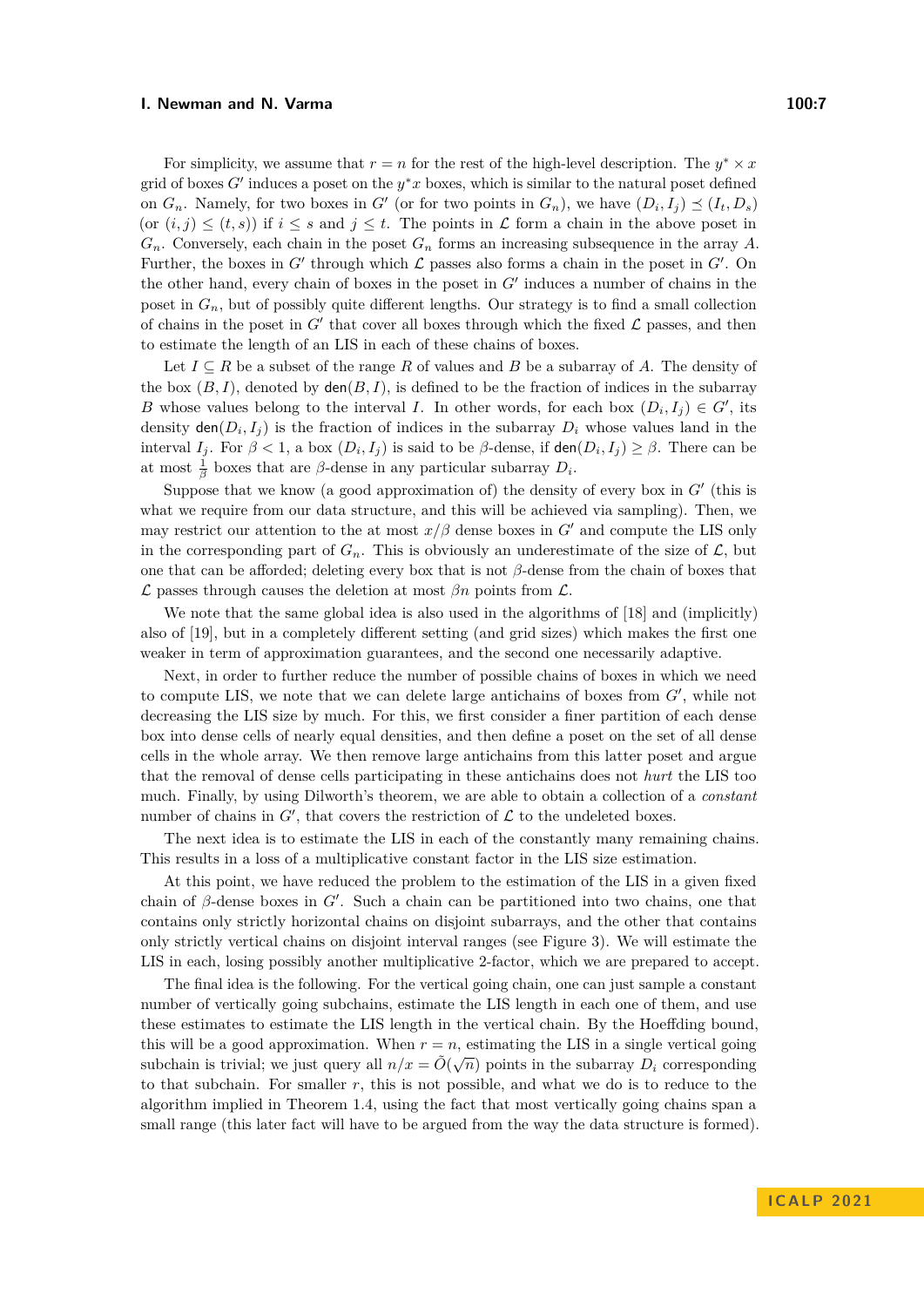For simplicity, we assume that $r = n$ for the rest of the high-level description. The $y^* \times x$ grid of boxes $G'$ induces a poset on the $y^*x$ boxes, which is similar to the natural poset defined on $G_n$. Namely, for two boxes in $G'$ (or for two points in $G_n$), we have $(D_i, I_j) \preceq (I_t, D_s)$ (or $(i,j) \leq (t,s)$) if $i \leq s$ and $j \leq t$. The points in $\mathcal{L}$ form a chain in the above poset in $G_n$. Conversely, each chain in the poset $G_n$ forms an increasing subsequence in the array $A$. Further, the boxes in $G'$ through which $\mathcal{L}$ passes also forms a chain in the poset in $G'$. On the other hand, every chain of boxes in the poset in $G'$ induces a number of chains in the poset in $G_n$, but of possibly quite different lengths. Our strategy is to find a small collection of chains in the poset in $G'$ that cover all boxes through which the fixed $\mathcal{L}$ passes, and then to estimate the length of an LIS in each of these chains of boxes.

Let $I \subseteq R$ be a subset of the range $R$ of values and $B$ be a subarray of $A$. The density of the box $(B, I)$, denoted by $\mathsf{den}(B, I)$, is defined to be the fraction of indices in the subarray $B$ whose values belong to the interval $I$. In other words, for each box $(D_i, I_j) \in G'$, its density $\mathsf{den}(D_i, I_j)$ is the fraction of indices in the subarray $D_i$ whose values land in the interval $I_j$. For $\beta < 1$, a box $(D_i, I_j)$ is said to be $\beta$-dense, if $\mathsf{den}(D_i, I_j) \geq \beta$. There can be at most $\frac{1}{\beta}$ boxes that are $\beta$-dense in any particular subarray $D_i$.

Suppose that we know (a good approximation of) the density of every box in $G'$ (this is what we require from our data structure, and this will be achieved via sampling). Then, we may restrict our attention to the at most $x/\beta$ dense boxes in $G'$ and compute the LIS only in the corresponding part of $G_n$. This is obviously an underestimate of the size of $\mathcal{L}$, but one that can be afforded; deleting every box that is not $\beta$-dense from the chain of boxes that $\mathcal{L}$ passes through causes the deletion at most $\beta n$ points from $\mathcal{L}$.

We note that the same global idea is also used in the algorithms of [18] and (implicitly) also of [19], but in a completely different setting (and grid sizes) which makes the first one weaker in term of approximation guarantees, and the second one necessarily adaptive.

Next, in order to further reduce the number of possible chains of boxes in which we need to compute LIS, we note that we can delete large antichains of boxes from $G'$, while not decreasing the LIS size by much. For this, we first consider a finer partition of each dense box into dense cells of nearly equal densities, and then define a poset on the set of all dense cells in the whole array. We then remove large antichains from this latter poset and argue that the removal of dense cells participating in these antichains does not *hurt* the LIS too much. Finally, by using Dilworth's theorem, we are able to obtain a collection of a *constant* number of chains in $G'$, that covers the restriction of $\mathcal{L}$ to the undeleted boxes.

The next idea is to estimate the LIS in each of the constantly many remaining chains. This results in a loss of a multiplicative constant factor in the LIS size estimation.

At this point, we have reduced the problem to the estimation of the LIS in a given fixed chain of $\beta$-dense boxes in $G'$. Such a chain can be partitioned into two chains, one that contains only strictly horizontal chains on disjoint subarrays, and the other that contains only strictly vertical chains on disjoint interval ranges (see Figure 3). We will estimate the LIS in each, losing possibly another multiplicative 2-factor, which we are prepared to accept.

The final idea is the following. For the vertical going chain, one can just sample a constant number of vertically going subchains, estimate the LIS length in each one of them, and use these estimates to estimate the LIS length in the vertical chain. By the Hoeffding bound, this will be a good approximation. When $r = n$, estimating the LIS in a single vertical going subchain is trivial; we just query all $n/x = \tilde{O}(\sqrt{n})$ points in the subarray $D_i$ corresponding to that subchain. For smaller $r$, this is not possible, and what we do is to reduce to the algorithm implied in Theorem 1.4, using the fact that most vertically going chains span a small range (this later fact will have to be argued from the way the data structure is formed).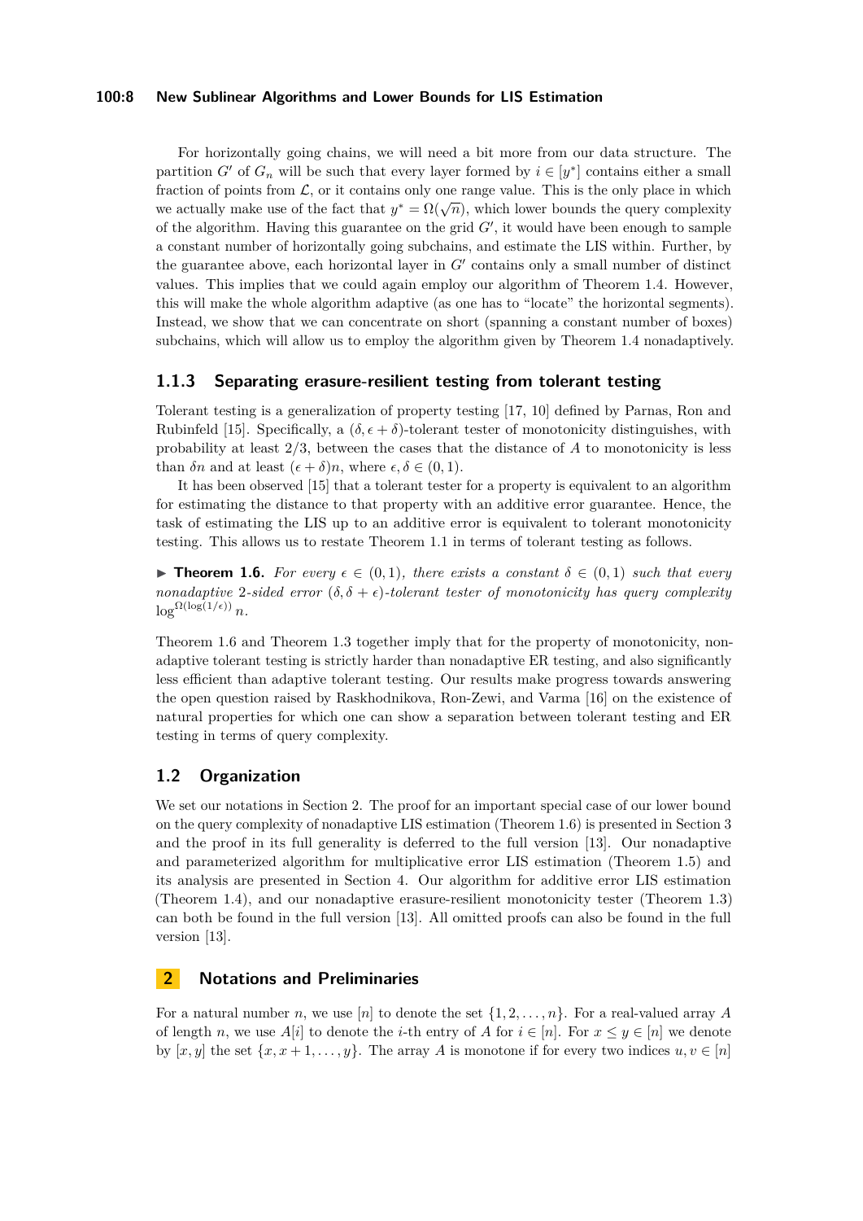For horizontally going chains, we will need a bit more from our data structure. The partition $G'$ of $G_n$ will be such that every layer formed by $i \in [y^*]$ contains either a small fraction of points from $\mathcal{L}$, or it contains only one range value. This is the only place in which we actually make use of the fact that $y^* = \Omega(\sqrt{n})$, which lower bounds the query complexity of the algorithm. Having this guarantee on the grid $G'$, it would have been enough to sample a constant number of horizontally going subchains, and estimate the LIS within. Further, by the guarantee above, each horizontal layer in $G'$ contains only a small number of distinct values. This implies that we could again employ our algorithm of Theorem 1.4. However, this will make the whole algorithm adaptive (as one has to "locate" the horizontal segments). Instead, we show that we can concentrate on short (spanning a constant number of boxes) subchains, which will allow us to employ the algorithm given by Theorem 1.4 nonadaptively.

### 1.1.3 Separating erasure-resilient testing from tolerant testing

Tolerant testing is a generalization of property testing [17, 10] defined by Parnas, Ron and Rubinfeld [15]. Specifically, a $(\delta, \epsilon + \delta)$-tolerant tester of monotonicity distinguishes, with probability at least 2/3, between the cases that the distance of $A$ to monotonicity is less than $\delta n$ and at least $(\epsilon + \delta)n$, where $\epsilon, \delta \in (0, 1)$.

It has been observed [15] that a tolerant tester for a property is equivalent to an algorithm for estimating the distance to that property with an additive error guarantee. Hence, the task of estimating the LIS up to an additive error is equivalent to tolerant monotonicity testing. This allows us to restate Theorem 1.1 in terms of tolerant testing as follows.

▶ **Theorem 1.6.** *For every $\epsilon \in (0, 1)$, there exists a constant $\delta \in (0, 1)$ such that every nonadaptive 2-sided error $(\delta, \delta + \epsilon)$-tolerant tester of monotonicity has query complexity $\log^{\Omega(\log(1/\epsilon))} n$.*

Theorem 1.6 and Theorem 1.3 together imply that for the property of monotonicity, nonadaptive tolerant testing is strictly harder than nonadaptive ER testing, and also significantly less efficient than adaptive tolerant testing. Our results make progress towards answering the open question raised by Raskhodnikova, Ron-Zewi, and Varma [16] on the existence of natural properties for which one can show a separation between tolerant testing and ER testing in terms of query complexity.

## 1.2 Organization

We set our notations in Section 2. The proof for an important special case of our lower bound on the query complexity of nonadaptive LIS estimation (Theorem 1.6) is presented in Section 3 and the proof in its full generality is deferred to the full version [13]. Our nonadaptive and parameterized algorithm for multiplicative error LIS estimation (Theorem 1.5) and its analysis are presented in Section 4. Our algorithm for additive error LIS estimation (Theorem 1.4), and our nonadaptive erasure-resilient monotonicity tester (Theorem 1.3) can both be found in the full version [13]. All omitted proofs can also be found in the full version [13].

# 2 Notations and Preliminaries

For a natural number $n$, we use $[n]$ to denote the set $\{1, 2, \ldots, n\}$. For a real-valued array $A$ of length $n$, we use $A[i]$ to denote the $i$-th entry of $A$ for $i \in [n]$. For $x \leq y \in [n]$ we denote by $[x, y]$ the set $\{x, x + 1, \ldots, y\}$. The array $A$ is monotone if for every two indices $u, v \in [n]$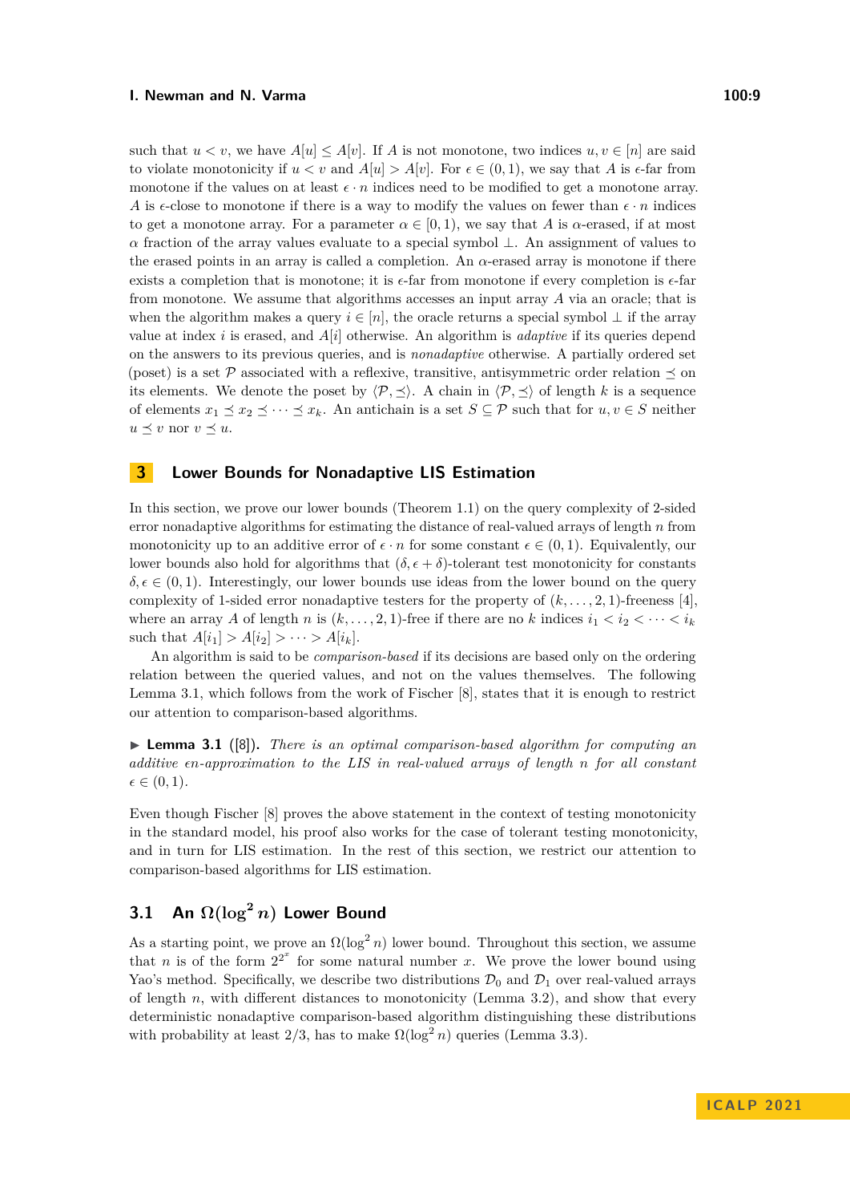such that $u < v$, we have $A[u] \leq A[v]$. If $A$ is not monotone, two indices $u, v \in [n]$ are said to violate monotonicity if $u < v$ and $A[u] > A[v]$. For $\epsilon \in (0, 1)$, we say that $A$ is $\epsilon$-far from monotone if the values on at least $\epsilon \cdot n$ indices need to be modified to get a monotone array. $A$ is $\epsilon$-close to monotone if there is a way to modify the values on fewer than $\epsilon \cdot n$ indices to get a monotone array. For a parameter $\alpha \in [0, 1)$, we say that $A$ is $\alpha$-erased, if at most $\alpha$ fraction of the array values evaluate to a special symbol $\perp$. An assignment of values to the erased points in an array is called a completion. An $\alpha$-erased array is monotone if there exists a completion that is monotone; it is $\epsilon$-far from monotone if every completion is $\epsilon$-far from monotone. We assume that algorithms accesses an input array $A$ via an oracle; that is when the algorithm makes a query $i \in [n]$, the oracle returns a special symbol $\perp$ if the array value at index $i$ is erased, and $A[i]$ otherwise. An algorithm is *adaptive* if its queries depend on the answers to its previous queries, and is *nonadaptive* otherwise. A partially ordered set (poset) is a set $\mathcal{P}$ associated with a reflexive, transitive, antisymmetric order relation $\preceq$ on its elements. We denote the poset by $\langle \mathcal{P}, \preceq \rangle$. A chain in $\langle \mathcal{P}, \preceq \rangle$ of length $k$ is a sequence of elements $x_1 \preceq x_2 \preceq \cdots \preceq x_k$. An antichain is a set $S \subseteq \mathcal{P}$ such that for $u, v \in S$ neither $u \preceq v$ nor $v \preceq u$.

## 3 Lower Bounds for Nonadaptive LIS Estimation

In this section, we prove our lower bounds (Theorem 1.1) on the query complexity of 2-sided error nonadaptive algorithms for estimating the distance of real-valued arrays of length $n$ from monotonicity up to an additive error of $\epsilon \cdot n$ for some constant $\epsilon \in (0, 1)$. Equivalently, our lower bounds also hold for algorithms that $(\delta, \epsilon + \delta)$-tolerant test monotonicity for constants $\delta, \epsilon \in (0, 1)$. Interestingly, our lower bounds use ideas from the lower bound on the query complexity of 1-sided error nonadaptive testers for the property of $(k, \ldots, 2, 1)$-freeness [4], where an array $A$ of length $n$ is $(k, \ldots, 2, 1)$-free if there are no $k$ indices $i_1 < i_2 < \cdots < i_k$ such that $A[i_1] > A[i_2] > \cdots > A[i_k]$.

An algorithm is said to be *comparison-based* if its decisions are based only on the ordering relation between the queried values, and not on the values themselves. The following Lemma 3.1, which follows from the work of Fischer [8], states that it is enough to restrict our attention to comparison-based algorithms.

▶ **Lemma 3.1** ([8]). *There is an optimal comparison-based algorithm for computing an additive $\epsilon n$-approximation to the LIS in real-valued arrays of length $n$ for all constant $\epsilon \in (0, 1)$.*

Even though Fischer [8] proves the above statement in the context of testing monotonicity in the standard model, his proof also works for the case of tolerant testing monotonicity, and in turn for LIS estimation. In the rest of this section, we restrict our attention to comparison-based algorithms for LIS estimation.

### 3.1 An $\Omega(\log^2 n)$ Lower Bound

As a starting point, we prove an $\Omega(\log^2 n)$ lower bound. Throughout this section, we assume that $n$ is of the form $2^{2^x}$ for some natural number $x$. We prove the lower bound using Yao's method. Specifically, we describe two distributions $\mathcal{D}_0$ and $\mathcal{D}_1$ over real-valued arrays of length $n$, with different distances to monotonicity (Lemma 3.2), and show that every deterministic nonadaptive comparison-based algorithm distinguishing these distributions with probability at least $2/3$, has to make $\Omega(\log^2 n)$ queries (Lemma 3.3).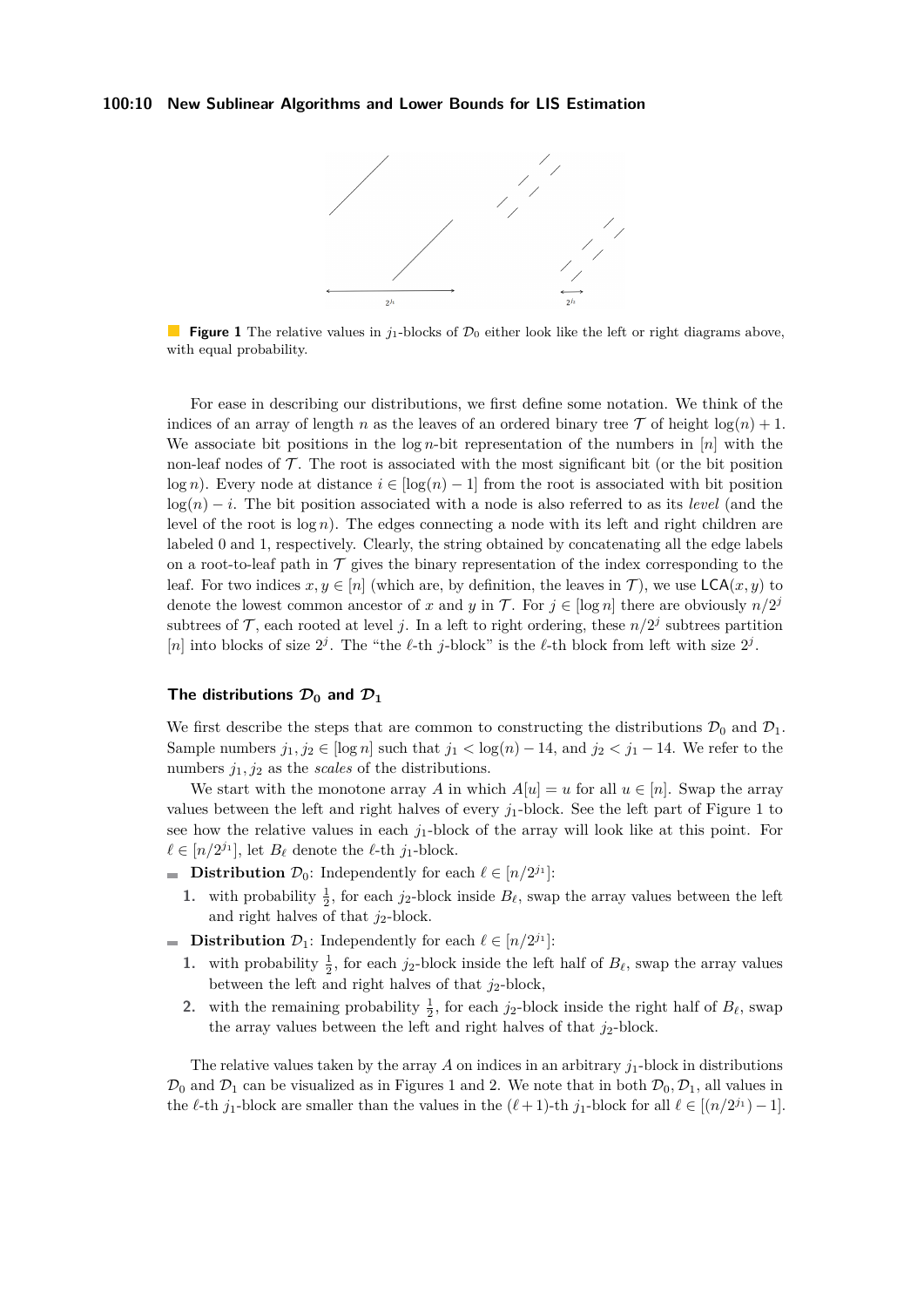**Figure 1** The relative values in $j_1$-blocks of $\mathcal{D}_0$ either look like the left or right diagrams above, with equal probability.

For ease in describing our distributions, we first define some notation. We think of the indices of an array of length $n$ as the leaves of an ordered binary tree $\mathcal{T}$ of height $\log(n) + 1$. We associate bit positions in the $\log n$-bit representation of the numbers in $[n]$ with the non-leaf nodes of $\mathcal{T}$. The root is associated with the most significant bit (or the bit position $\log n$). Every node at distance $i \in [\log(n) - 1]$ from the root is associated with bit position $\log(n) - i$. The bit position associated with a node is also referred to as its *level* (and the level of the root is $\log n$). The edges connecting a node with its left and right children are labeled 0 and 1, respectively. Clearly, the string obtained by concatenating all the edge labels on a root-to-leaf path in $\mathcal{T}$ gives the binary representation of the index corresponding to the leaf. For two indices $x, y \in [n]$ (which are, by definition, the leaves in $\mathcal{T}$), we use $\mathsf{LCA}(x, y)$ to denote the lowest common ancestor of $x$ and $y$ in $\mathcal{T}$. For $j \in [\log n]$ there are obviously $n/2^j$ subtrees of $\mathcal{T}$, each rooted at level $j$. In a left to right ordering, these $n/2^j$ subtrees partition $[n]$ into blocks of size $2^j$. The "the $\ell$-th $j$-block" is the $\ell$-th block from left with size $2^j$.

### The distributions $\mathcal{D}_0$ and $\mathcal{D}_1$

We first describe the steps that are common to constructing the distributions $\mathcal{D}_0$ and $\mathcal{D}_1$. Sample numbers $j_1, j_2 \in [\log n]$ such that $j_1 < \log(n) - 14$, and $j_2 < j_1 - 14$. We refer to the numbers $j_1, j_2$ as the *scales* of the distributions.

We start with the monotone array $A$ in which $A[u] = u$ for all $u \in [n]$. Swap the array values between the left and right halves of every $j_1$-block. See the left part of Figure 1 to see how the relative values in each $j_1$-block of the array will look like at this point. For $\ell \in [n/2^{j_1}]$, let $B_\ell$ denote the $\ell$-th $j_1$-block.

- **Distribution** $\mathcal{D}_0$: Independently for each $\ell \in [n/2^{j_1}]$:
  1. with probability $\frac{1}{2}$, for each $j_2$-block inside $B_\ell$, swap the array values between the left and right halves of that $j_2$-block.
- **Distribution** $\mathcal{D}_1$: Independently for each $\ell \in [n/2^{j_1}]$:
  1. with probability $\frac{1}{2}$, for each $j_2$-block inside the left half of $B_\ell$, swap the array values between the left and right halves of that $j_2$-block,
  2. with the remaining probability $\frac{1}{2}$, for each $j_2$-block inside the right half of $B_\ell$, swap the array values between the left and right halves of that $j_2$-block.

The relative values taken by the array $A$ on indices in an arbitrary $j_1$-block in distributions $\mathcal{D}_0$ and $\mathcal{D}_1$ can be visualized as in Figures 1 and 2. We note that in both $\mathcal{D}_0, \mathcal{D}_1$, all values in the $\ell$-th $j_1$-block are smaller than the values in the $(\ell + 1)$-th $j_1$-block for all $\ell \in [(n/2^{j_1}) - 1]$.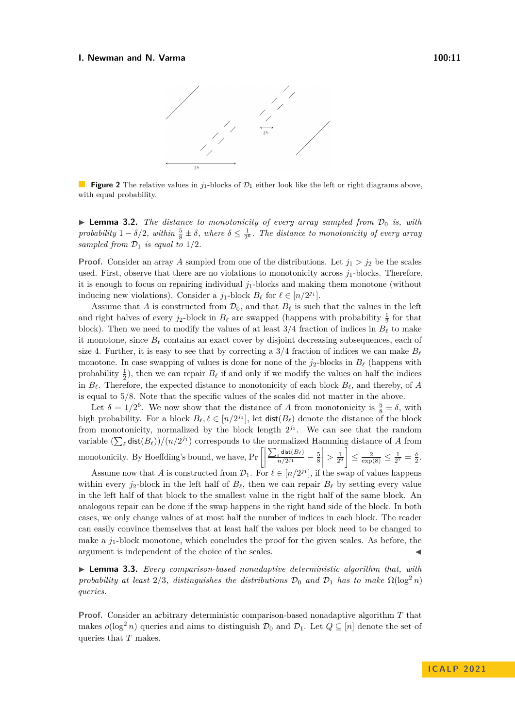**Figure 2** The relative values in $j_1$-blocks of $\mathcal{D}_1$ either look like the left or right diagrams above, with equal probability.

▶ **Lemma 3.2.** *The distance to monotonicity of every array sampled from $\mathcal{D}_0$ is, with probability $1 - \delta/2$, within $\frac{5}{8} \pm \delta$, where $\delta \leq \frac{1}{2^6}$. The distance to monotonicity of every array sampled from $\mathcal{D}_1$ is equal to $1/2$.*

**Proof.** Consider an array $A$ sampled from one of the distributions. Let $j_1 > j_2$ be the scales used. First, observe that there are no violations to monotonicity across $j_1$-blocks. Therefore, it is enough to focus on repairing individual $j_1$-blocks and making them monotone (without inducing new violations). Consider a $j_1$-block $B_\ell$ for $\ell \in [n/2^{j_1}]$.

Assume that $A$ is constructed from $\mathcal{D}_0$, and that $B_\ell$ is such that the values in the left and right halves of every $j_2$-block in $B_\ell$ are swapped (happens with probability $\frac{1}{2}$ for that block). Then we need to modify the values of at least $3/4$ fraction of indices in $B_\ell$ to make it monotone, since $B_\ell$ contains an exact cover by disjoint decreasing subsequences, each of size 4. Further, it is easy to see that by correcting a $3/4$ fraction of indices we can make $B_\ell$ monotone. In case swapping of values is done for none of the $j_2$-blocks in $B_\ell$ (happens with probability $\frac{1}{2}$), then we can repair $B_\ell$ if and only if we modify the values on half the indices in $B_\ell$. Therefore, the expected distance to monotonicity of each block $B_\ell$, and thereby, of $A$ is equal to $5/8$. Note that the specific values of the scales did not matter in the above.

Let $\delta = 1/2^6$. We now show that the distance of $A$ from monotonicity is $\frac{5}{8} \pm \delta$, with high probability. For a block $B_\ell, \ell \in [n/2^{j_1}]$, let $\mathsf{dist}(B_\ell)$ denote the distance of the block from monotonicity, normalized by the block length $2^{j_1}$. We can see that the random variable $(\sum_\ell \mathsf{dist}(B_\ell))/(n/2^{j_1})$ corresponds to the normalized Hamming distance of $A$ from monotonicity. By Hoeffding's bound, we have, $\Pr\left[\left|\frac{\sum_\ell \mathsf{dist}(B_\ell)}{n/2^{j_1}} - \frac{5}{8}\right| > \frac{1}{2^6}\right] \leq \frac{2}{\exp(8)} \leq \frac{1}{2^7} = \frac{\delta}{2}$.

Assume now that $A$ is constructed from $\mathcal{D}_1$. For $\ell \in [n/2^{j_1}]$, if the swap of values happens within every $j_2$-block in the left half of $B_\ell$, then we can repair $B_\ell$ by setting every value in the left half of that block to the smallest value in the right half of the same block. An analogous repair can be done if the swap happens in the right hand side of the block. In both cases, we only change values of at most half the number of indices in each block. The reader can easily convince themselves that at least half the values per block need to be changed to make a $j_1$-block monotone, which concludes the proof for the given scales. As before, the argument is independent of the choice of the scales. ◀

▶ **Lemma 3.3.** *Every comparison-based nonadaptive deterministic algorithm that, with probability at least $2/3$, distinguishes the distributions $\mathcal{D}_0$ and $\mathcal{D}_1$ has to make $\Omega(\log^2 n)$ queries.*

**Proof.** Consider an arbitrary deterministic comparison-based nonadaptive algorithm $T$ that makes $o(\log^2 n)$ queries and aims to distinguish $\mathcal{D}_0$ and $\mathcal{D}_1$. Let $Q \subseteq [n]$ denote the set of queries that $T$ makes.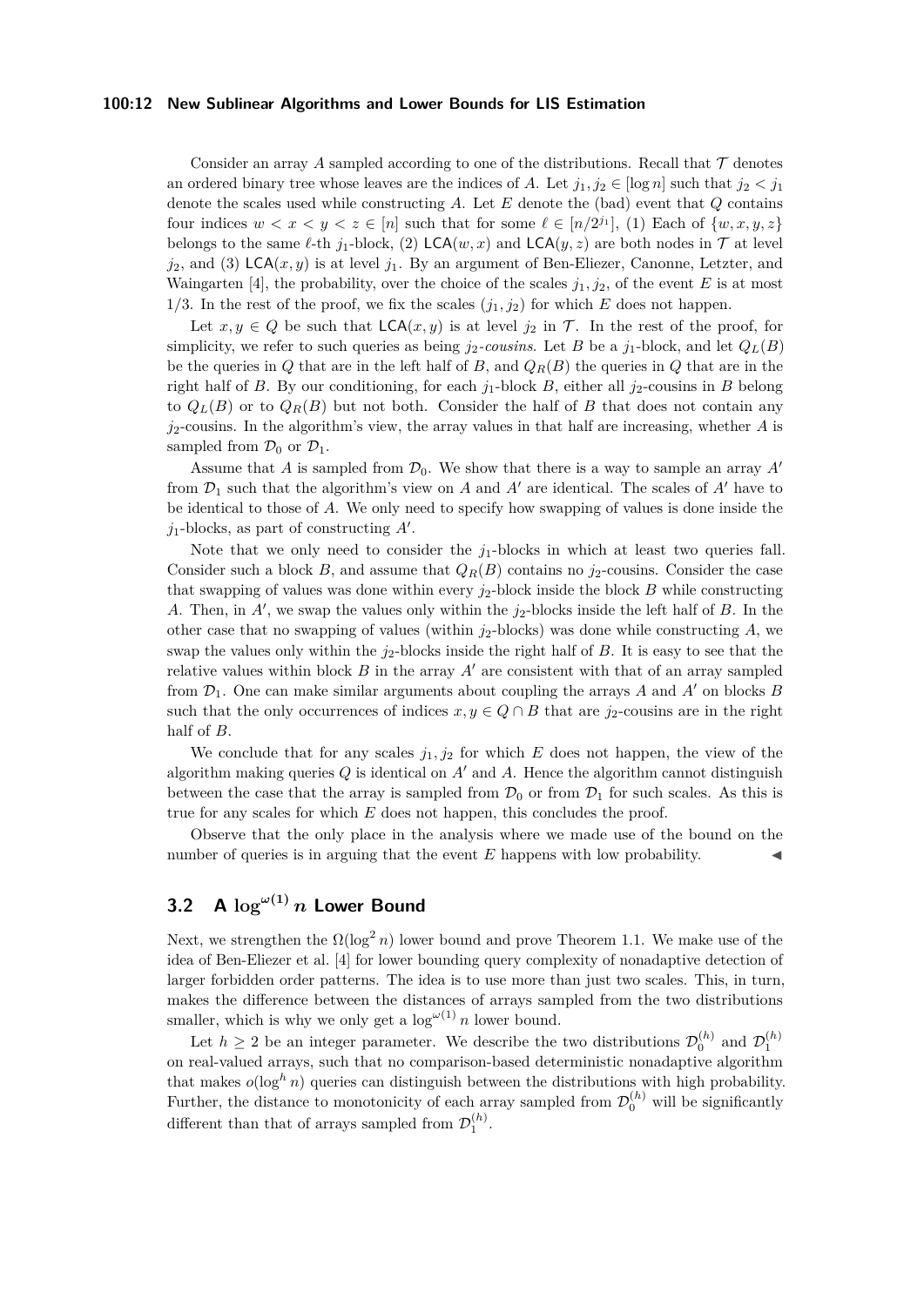Consider an array $A$ sampled according to one of the distributions. Recall that $\mathcal{T}$ denotes an ordered binary tree whose leaves are the indices of $A$. Let $j_1, j_2 \in [\log n]$ such that $j_2 < j_1$ denote the scales used while constructing $A$. Let $E$ denote the (bad) event that $Q$ contains four indices $w < x < y < z \in [n]$ such that for some $\ell \in [n/2^{j_1}]$, (1) Each of $\{w, x, y, z\}$ belongs to the same $\ell$-th $j_1$-block, (2) $\mathsf{LCA}(w, x)$ and $\mathsf{LCA}(y, z)$ are both nodes in $\mathcal{T}$ at level $j_2$, and (3) $\mathsf{LCA}(x, y)$ is at level $j_1$. By an argument of Ben-Eliezer, Canonne, Letzter, and Waingarten [4], the probability, over the choice of the scales $j_1, j_2$, of the event $E$ is at most $1/3$. In the rest of the proof, we fix the scales $(j_1, j_2)$ for which $E$ does not happen.

Let $x, y \in Q$ be such that $\mathsf{LCA}(x, y)$ is at level $j_2$ in $\mathcal{T}$. In the rest of the proof, for simplicity, we refer to such queries as being $j_2$-*cousins*. Let $B$ be a $j_1$-block, and let $Q_L(B)$ be the queries in $Q$ that are in the left half of $B$, and $Q_R(B)$ the queries in $Q$ that are in the right half of $B$. By our conditioning, for each $j_1$-block $B$, either all $j_2$-cousins in $B$ belong to $Q_L(B)$ or to $Q_R(B)$ but not both. Consider the half of $B$ that does not contain any $j_2$-cousins. In the algorithm's view, the array values in that half are increasing, whether $A$ is sampled from $\mathcal{D}_0$ or $\mathcal{D}_1$.

Assume that $A$ is sampled from $\mathcal{D}_0$. We show that there is a way to sample an array $A'$ from $\mathcal{D}_1$ such that the algorithm's view on $A$ and $A'$ are identical. The scales of $A'$ have to be identical to those of $A$. We only need to specify how swapping of values is done inside the $j_1$-blocks, as part of constructing $A'$.

Note that we only need to consider the $j_1$-blocks in which at least two queries fall. Consider such a block $B$, and assume that $Q_R(B)$ contains no $j_2$-cousins. Consider the case that swapping of values was done within every $j_2$-block inside the block $B$ while constructing $A$. Then, in $A'$, we swap the values only within the $j_2$-blocks inside the left half of $B$. In the other case that no swapping of values (within $j_2$-blocks) was done while constructing $A$, we swap the values only within the $j_2$-blocks inside the right half of $B$. It is easy to see that the relative values within block $B$ in the array $A'$ are consistent with that of an array sampled from $\mathcal{D}_1$. One can make similar arguments about coupling the arrays $A$ and $A'$ on blocks $B$ such that the only occurrences of indices $x, y \in Q \cap B$ that are $j_2$-cousins are in the right half of $B$.

We conclude that for any scales $j_1, j_2$ for which $E$ does not happen, the view of the algorithm making queries $Q$ is identical on $A'$ and $A$. Hence the algorithm cannot distinguish between the case that the array is sampled from $\mathcal{D}_0$ or from $\mathcal{D}_1$ for such scales. As this is true for any scales for which $E$ does not happen, this concludes the proof.

Observe that the only place in the analysis where we made use of the bound on the number of queries is in arguing that the event $E$ happens with low probability. ◀

## 3.2 A $\log^{\omega(1)} n$ Lower Bound

Next, we strengthen the $\Omega(\log^2 n)$ lower bound and prove Theorem 1.1. We make use of the idea of Ben-Eliezer et al. [4] for lower bounding query complexity of nonadaptive detection of larger forbidden order patterns. The idea is to use more than just two scales. This, in turn, makes the difference between the distances of arrays sampled from the two distributions smaller, which is why we only get a $\log^{\omega(1)} n$ lower bound.

Let $h \geq 2$ be an integer parameter. We describe the two distributions $\mathcal{D}_0^{(h)}$ and $\mathcal{D}_1^{(h)}$ on real-valued arrays, such that no comparison-based deterministic nonadaptive algorithm that makes $o(\log^h n)$ queries can distinguish between the distributions with high probability. Further, the distance to monotonicity of each array sampled from $\mathcal{D}_0^{(h)}$ will be significantly different than that of arrays sampled from $\mathcal{D}_1^{(h)}$.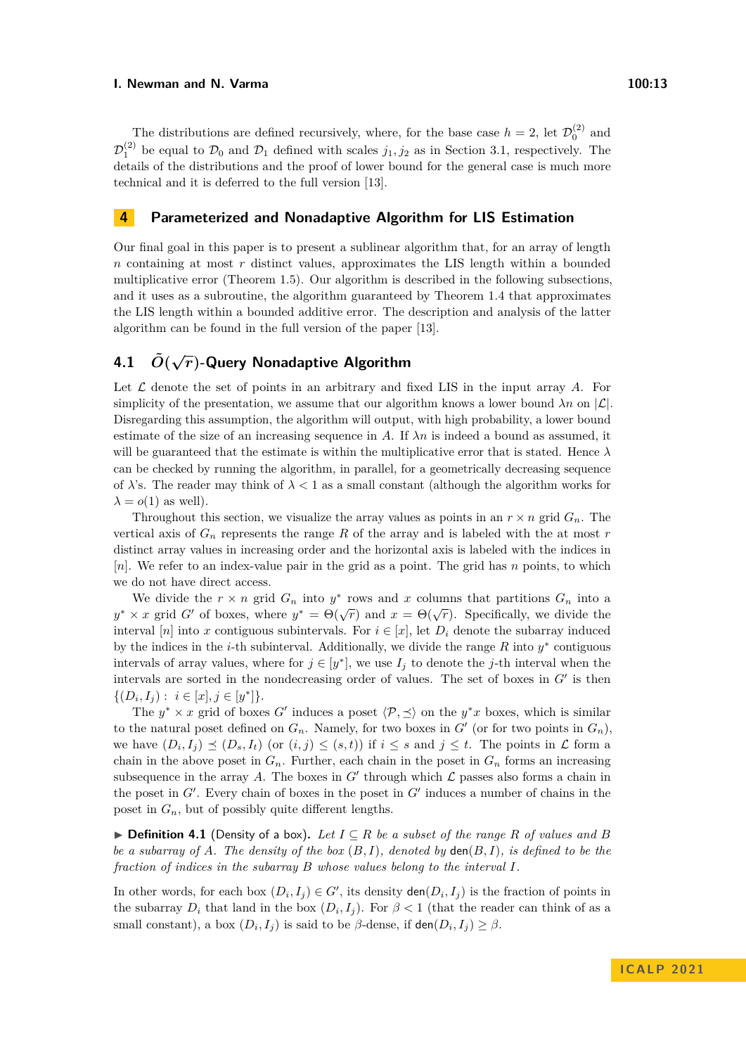The distributions are defined recursively, where, for the base case $h = 2$, let $\mathcal{D}_0^{(2)}$ and $\mathcal{D}_1^{(2)}$ be equal to $\mathcal{D}_0$ and $\mathcal{D}_1$ defined with scales $j_1, j_2$ as in Section 3.1, respectively. The details of the distributions and the proof of lower bound for the general case is much more technical and it is deferred to the full version [13].

## 4 Parameterized and Nonadaptive Algorithm for LIS Estimation

Our final goal in this paper is to present a sublinear algorithm that, for an array of length $n$ containing at most $r$ distinct values, approximates the LIS length within a bounded multiplicative error (Theorem 1.5). Our algorithm is described in the following subsections, and it uses as a subroutine, the algorithm guaranteed by Theorem 1.4 that approximates the LIS length within a bounded additive error. The description and analysis of the latter algorithm can be found in the full version of the paper [13].

### 4.1 $\tilde{O}(\sqrt{r})$-Query Nonadaptive Algorithm

Let $\mathcal{L}$ denote the set of points in an arbitrary and fixed LIS in the input array $A$. For simplicity of the presentation, we assume that our algorithm knows a lower bound $\lambda n$ on $|\mathcal{L}|$. Disregarding this assumption, the algorithm will output, with high probability, a lower bound estimate of the size of an increasing sequence in $A$. If $\lambda n$ is indeed a bound as assumed, it will be guaranteed that the estimate is within the multiplicative error that is stated. Hence $\lambda$ can be checked by running the algorithm, in parallel, for a geometrically decreasing sequence of $\lambda$'s. The reader may think of $\lambda < 1$ as a small constant (although the algorithm works for $\lambda = o(1)$ as well).

Throughout this section, we visualize the array values as points in an $r \times n$ grid $G_n$. The vertical axis of $G_n$ represents the range $R$ of the array and is labeled with the at most $r$ distinct array values in increasing order and the horizontal axis is labeled with the indices in $[n]$. We refer to an index-value pair in the grid as a point. The grid has $n$ points, to which we do not have direct access.

We divide the $r \times n$ grid $G_n$ into $y^*$ rows and $x$ columns that partitions $G_n$ into a $y^* \times x$ grid $G'$ of boxes, where $y^* = \Theta(\sqrt{r})$ and $x = \Theta(\sqrt{r})$. Specifically, we divide the interval $[n]$ into $x$ contiguous subintervals. For $i \in [x]$, let $D_i$ denote the subarray induced by the indices in the $i$-th subinterval. Additionally, we divide the range $R$ into $y^*$ contiguous intervals of array values, where for $j \in [y^*]$, we use $I_j$ to denote the $j$-th interval when the intervals are sorted in the nondecreasing order of values. The set of boxes in $G'$ is then $\{(D_i, I_j) : i \in [x], j \in [y^*]\}$.

The $y^* \times x$ grid of boxes $G'$ induces a poset $\langle \mathcal{P}, \preceq \rangle$ on the $y^* x$ boxes, which is similar to the natural poset defined on $G_n$. Namely, for two boxes in $G'$ (or for two points in $G_n$), we have $(D_i, I_j) \preceq (D_s, I_t)$ (or $(i, j) \le (s, t)$) if $i \le s$ and $j \le t$. The points in $\mathcal{L}$ form a chain in the above poset in $G_n$. Further, each chain in the poset in $G_n$ forms an increasing subsequence in the array $A$. The boxes in $G'$ through which $\mathcal{L}$ passes also forms a chain in the poset in $G'$. Every chain of boxes in the poset in $G'$ induces a number of chains in the poset in $G_n$, but of possibly quite different lengths.

▶ **Definition 4.1** (Density of a box). *Let $I \subseteq R$ be a subset of the range $R$ of values and $B$ be a subarray of $A$. The density of the box $(B, I)$, denoted by $\mathsf{den}(B, I)$, is defined to be the fraction of indices in the subarray $B$ whose values belong to the interval $I$.*

In other words, for each box $(D_i, I_j) \in G'$, its density $\mathsf{den}(D_i, I_j)$ is the fraction of points in the subarray $D_i$ that land in the box $(D_i, I_j)$. For $\beta < 1$ (that the reader can think of as a small constant), a box $(D_i, I_j)$ is said to be $\beta$-dense, if $\mathsf{den}(D_i, I_j) \ge \beta$.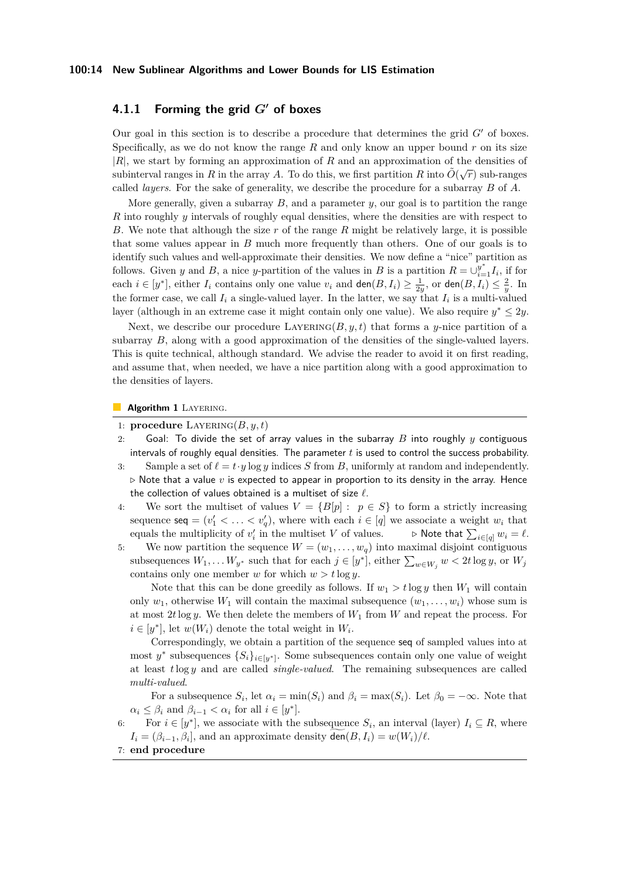### 4.1.1 Forming the grid $G'$ of boxes

Our goal in this section is to describe a procedure that determines the grid $G'$ of boxes. Specifically, as we do not know the range $R$ and only know an upper bound $r$ on its size $|R|$, we start by forming an approximation of $R$ and an approximation of the densities of subinterval ranges in $R$ in the array $A$. To do this, we first partition $R$ into $\tilde{O}(\sqrt{r})$ sub-ranges called *layers*. For the sake of generality, we describe the procedure for a subarray $B$ of $A$.

More generally, given a subarray $B$, and a parameter $y$, our goal is to partition the range $R$ into roughly $y$ intervals of roughly equal densities, where the densities are with respect to $B$. We note that although the size $r$ of the range $R$ might be relatively large, it is possible that some values appear in $B$ much more frequently than others. One of our goals is to identify such values and well-approximate their densities. We now define a "nice" partition as follows. Given $y$ and $B$, a nice $y$-partition of the values in $B$ is a partition $R = \cup_{i=1}^{y^*} I_i$, if for each $i \in [y^*]$, either $I_i$ contains only one value $v_i$ and $\mathsf{den}(B, I_i) \geq \frac{1}{2y}$, or $\mathsf{den}(B, I_i) \leq \frac{2}{y}$. In the former case, we call $I_i$ a single-valued layer. In the latter, we say that $I_i$ is a multi-valued layer (although in an extreme case it might contain only one value). We also require $y^* \leq 2y$.

Next, we describe our procedure $\textsc{Layering}(B, y, t)$ that forms a $y$-nice partition of a subarray $B$, along with a good approximation of the densities of the single-valued layers. This is quite technical, although standard. We advise the reader to avoid it on first reading, and assume that, when needed, we have a nice partition along with a good approximation to the densities of layers.

**Algorithm 1** $\textsc{Layering}$.

1: **procedure** $\textsc{Layering}(B, y, t)$

2: Goal: To divide the set of array values in the subarray $B$ into roughly $y$ contiguous intervals of roughly equal densities. The parameter $t$ is used to control the success probability.

3: Sample a set of $\ell = t \cdot y \log y$ indices $S$ from $B$, uniformly at random and independently. ▷ Note that a value $v$ is expected to appear in proportion to its density in the array. Hence the collection of values obtained is a multiset of size $\ell$.

4: We sort the multiset of values $V = \{B[p] : p \in S\}$ to form a strictly increasing sequence $\mathsf{seq} = (v'_1 < \ldots < v'_q)$, where with each $i \in [q]$ we associate a weight $w_i$ that equals the multiplicity of $v'_i$ in the multiset $V$ of values. ▷ Note that $\sum_{i \in [q]} w_i = \ell$.

5: We now partition the sequence $W = (w_1, \ldots, w_q)$ into maximal disjoint contiguous subsequences $W_1, \ldots W_{y^*}$ such that for each $j \in [y^*]$, either $\sum_{w \in W_j} w < 2t \log y$, or $W_j$ contains only one member $w$ for which $w > t \log y$.

Note that this can be done greedily as follows. If $w_1 > t \log y$ then $W_1$ will contain only $w_1$, otherwise $W_1$ will contain the maximal subsequence $(w_1, \ldots, w_i)$ whose sum is at most $2t \log y$. We then delete the members of $W_1$ from $W$ and repeat the process. For $i \in [y^*]$, let $w(W_i)$ denote the total weight in $W_i$.

Correspondingly, we obtain a partition of the sequence $\mathsf{seq}$ of sampled values into at most $y^*$ subsequences $\{S_i\}_{i \in [y^*]}$. Some subsequences contain only one value of weight at least $t \log y$ and are called *single-valued*. The remaining subsequences are called *multi-valued*.

For a subsequence $S_i$, let $\alpha_i = \min(S_i)$ and $\beta_i = \max(S_i)$. Let $\beta_0 = -\infty$. Note that $\alpha_i \leq \beta_i$ and $\beta_{i-1} < \alpha_i$ for all $i \in [y^*]$.

6: For $i \in [y^*]$, we associate with the subsequence $S_i$, an interval (layer) $I_i \subseteq R$, where $I_i = (\beta_{i-1}, \beta_i]$, and an approximate density $\widetilde{\mathsf{den}}(B, I_i) = w(W_i)/\ell$.

7: **end procedure**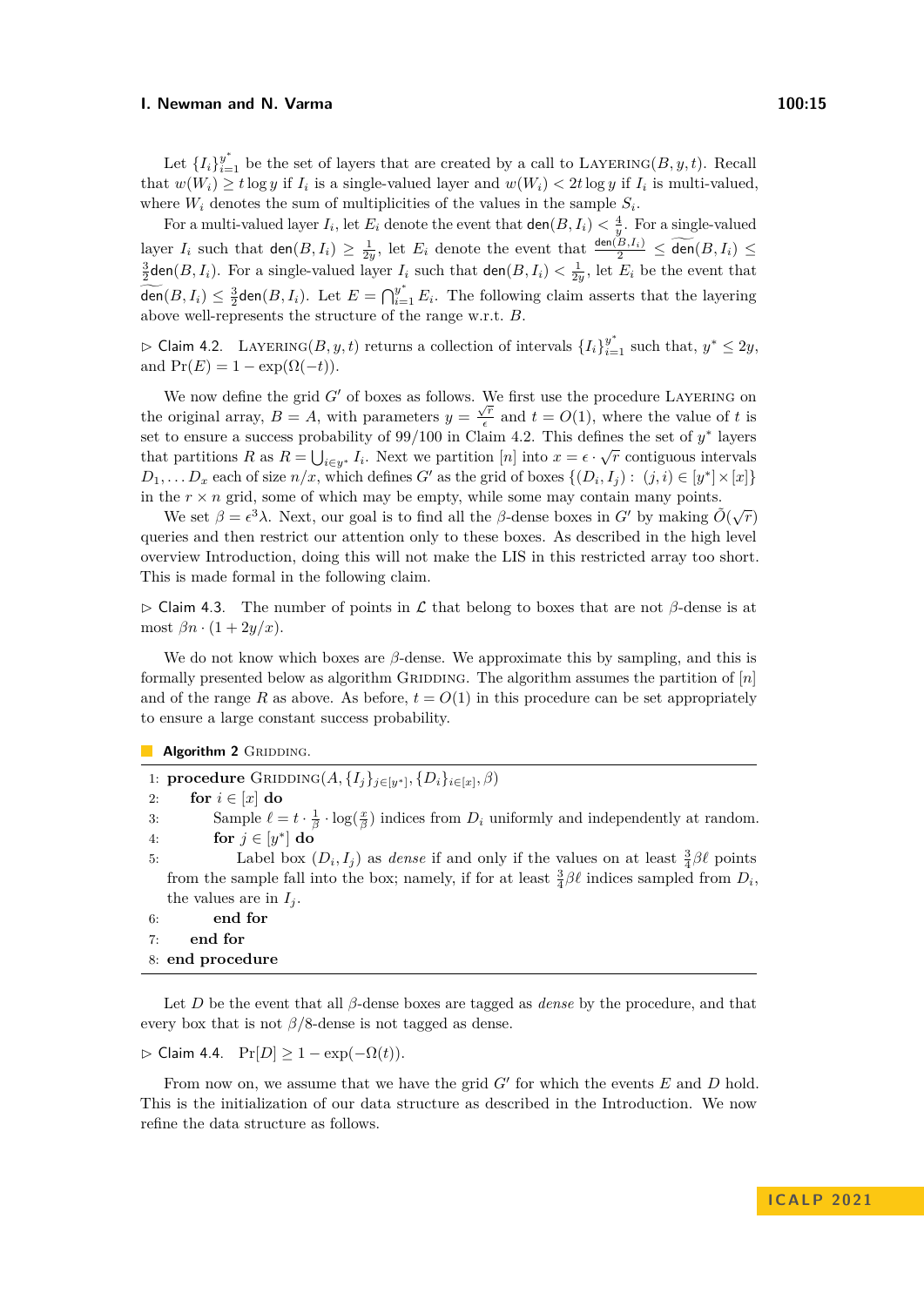Let $\{I_i\}_{i=1}^{y^*}$ be the set of layers that are created by a call to Layering$(B, y, t)$. Recall that $w(W_i) \geq t \log y$ if $I_i$ is a single-valued layer and $w(W_i) < 2t \log y$ if $I_i$ is multi-valued, where $W_i$ denotes the sum of multiplicities of the values in the sample $S_i$.

For a multi-valued layer $I_i$, let $E_i$ denote the event that $\mathsf{den}(B, I_i) < \frac{4}{y}$. For a single-valued layer $I_i$ such that $\mathsf{den}(B, I_i) \geq \frac{1}{2y}$, let $E_i$ denote the event that $\frac{\mathsf{den}(B, I_i)}{2} \leq \widetilde{\mathsf{den}}(B, I_i) \leq \frac{3}{2}\mathsf{den}(B, I_i)$. For a single-valued layer $I_i$ such that $\mathsf{den}(B, I_i) < \frac{1}{2y}$, let $E_i$ be the event that $\widetilde{\mathsf{den}}(B, I_i) \leq \frac{3}{2}\mathsf{den}(B, I_i)$. Let $E = \bigcap_{i=1}^{y^*} E_i$. The following claim asserts that the layering above well-represents the structure of the range w.r.t. $B$.

▷ Claim 4.2. Layering$(B, y, t)$ returns a collection of intervals $\{I_i\}_{i=1}^{y^*}$ such that, $y^* \leq 2y$, and $\Pr(E) = 1 - \exp(\Omega(-t))$.

We now define the grid $G'$ of boxes as follows. We first use the procedure Layering on the original array, $B = A$, with parameters $y = \frac{\sqrt{r}}{\epsilon}$ and $t = O(1)$, where the value of $t$ is set to ensure a success probability of 99/100 in Claim 4.2. This defines the set of $y^*$ layers that partitions $R$ as $R = \bigcup_{i \in y^*} I_i$. Next we partition $[n]$ into $x = \epsilon \cdot \sqrt{r}$ contiguous intervals $D_1, \ldots D_x$ each of size $n/x$, which defines $G'$ as the grid of boxes $\{(D_i, I_j) : (j, i) \in [y^*] \times [x]\}$ in the $r \times n$ grid, some of which may be empty, while some may contain many points.

We set $\beta = \epsilon^3 \lambda$. Next, our goal is to find all the $\beta$-dense boxes in $G'$ by making $\tilde{O}(\sqrt{r})$ queries and then restrict our attention only to these boxes. As described in the high level overview Introduction, doing this will not make the LIS in this restricted array too short. This is made formal in the following claim.

▷ Claim 4.3. The number of points in $\mathcal{L}$ that belong to boxes that are not $\beta$-dense is at most $\beta n \cdot (1 + 2y/x)$.

We do not know which boxes are $\beta$-dense. We approximate this by sampling, and this is formally presented below as algorithm Gridding. The algorithm assumes the partition of $[n]$ and of the range $R$ as above. As before, $t = O(1)$ in this procedure can be set appropriately to ensure a large constant success probability.

**Algorithm 2** Gridding.

```
1: procedure Gridding(A, {I_j}_{j∈[y*]}, {D_i}_{i∈[x]}, β)
2:     for i ∈ [x] do
3:         Sample ℓ = t · (1/β) · log(x/β) indices from D_i uniformly and independently at random.
4:         for j ∈ [y*] do
5:             Label box (D_i, I_j) as dense if and only if the values on at least (3/4)βℓ points
               from the sample fall into the box; namely, if for at least (3/4)βℓ indices sampled from D_i,
               the values are in I_j.
6:         end for
7:     end for
8: end procedure
```

Let $D$ be the event that all $\beta$-dense boxes are tagged as *dense* by the procedure, and that every box that is not $\beta/8$-dense is not tagged as dense.

▷ Claim 4.4. $\Pr[D] \geq 1 - \exp(-\Omega(t))$.

From now on, we assume that we have the grid $G'$ for which the events $E$ and $D$ hold. This is the initialization of our data structure as described in the Introduction. We now refine the data structure as follows.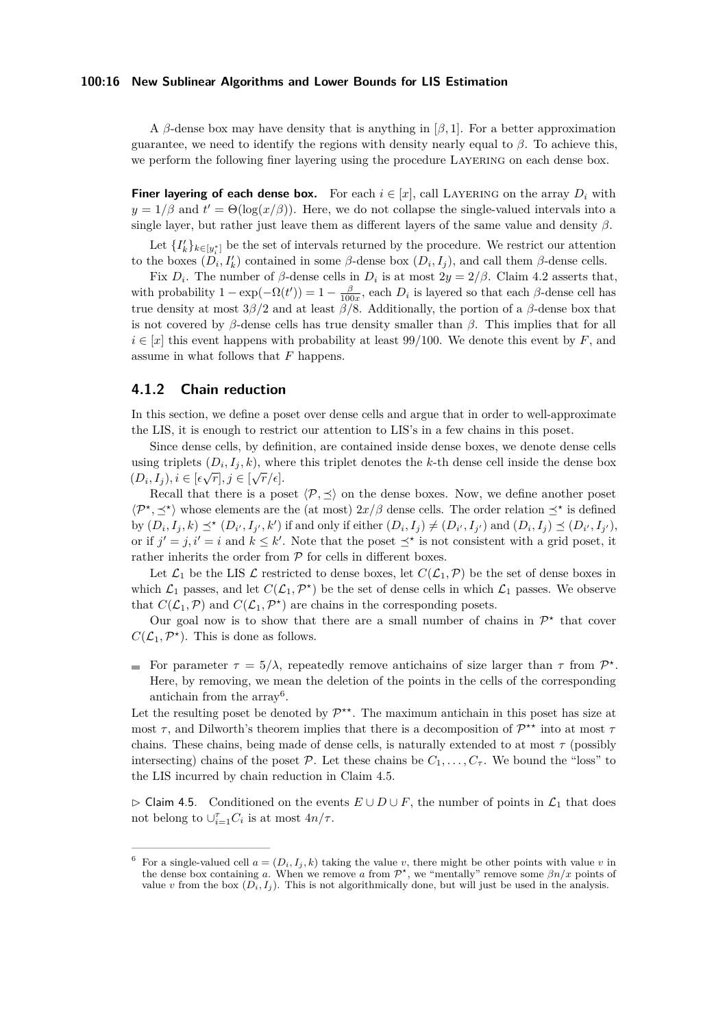A $\beta$-dense box may have density that is anything in $[\beta, 1]$. For a better approximation guarantee, we need to identify the regions with density nearly equal to $\beta$. To achieve this, we perform the following finer layering using the procedure Layering on each dense box.

**Finer layering of each dense box.** For each $i \in [x]$, call Layering on the array $D_i$ with $y = 1/\beta$ and $t' = \Theta(\log(x/\beta))$. Here, we do not collapse the single-valued intervals into a single layer, but rather just leave them as different layers of the same value and density $\beta$.

Let $\{I'_k\}_{k \in [y^*_i]}$ be the set of intervals returned by the procedure. We restrict our attention to the boxes $(D_i, I'_k)$ contained in some $\beta$-dense box $(D_i, I_j)$, and call them $\beta$-dense cells.

Fix $D_i$. The number of $\beta$-dense cells in $D_i$ is at most $2y = 2/\beta$. Claim 4.2 asserts that, with probability $1 - \exp(-\Omega(t')) = 1 - \frac{\beta}{100x}$, each $D_i$ is layered so that each $\beta$-dense cell has true density at most $3\beta/2$ and at least $\beta/8$. Additionally, the portion of a $\beta$-dense box that is not covered by $\beta$-dense cells has true density smaller than $\beta$. This implies that for all $i \in [x]$ this event happens with probability at least $99/100$. We denote this event by $F$, and assume in what follows that $F$ happens.

### 4.1.2 Chain reduction

In this section, we define a poset over dense cells and argue that in order to well-approximate the LIS, it is enough to restrict our attention to LIS's in a few chains in this poset.

Since dense cells, by definition, are contained inside dense boxes, we denote dense cells using triplets $(D_i, I_j, k)$, where this triplet denotes the $k$-th dense cell inside the dense box $(D_i, I_j)$, $i \in [\epsilon\sqrt{r}], j \in [\sqrt{r}/\epsilon]$.

Recall that there is a poset $\langle \mathcal{P}, \preceq \rangle$ on the dense boxes. Now, we define another poset $\langle \mathcal{P}^\star, \preceq^\star \rangle$ whose elements are the (at most) $2x/\beta$ dense cells. The order relation $\preceq^\star$ is defined by $(D_i, I_j, k) \preceq^\star (D_{i'}, I_{j'}, k')$ if and only if either $(D_i, I_j) \neq (D_{i'}, I_{j'})$ and $(D_i, I_j) \preceq (D_{i'}, I_{j'})$, or if $j' = j, i' = i$ and $k \leq k'$. Note that the poset $\preceq^\star$ is not consistent with a grid poset, it rather inherits the order from $\mathcal{P}$ for cells in different boxes.

Let $\mathcal{L}_1$ be the LIS $\mathcal{L}$ restricted to dense boxes, let $C(\mathcal{L}_1, \mathcal{P})$ be the set of dense boxes in which $\mathcal{L}_1$ passes, and let $C(\mathcal{L}_1, \mathcal{P}^\star)$ be the set of dense cells in which $\mathcal{L}_1$ passes. We observe that $C(\mathcal{L}_1, \mathcal{P})$ and $C(\mathcal{L}_1, \mathcal{P}^\star)$ are chains in the corresponding posets.

Our goal now is to show that there are a small number of chains in $\mathcal{P}^\star$ that cover $C(\mathcal{L}_1, \mathcal{P}^\star)$. This is done as follows.

- For parameter $\tau = 5/\lambda$, repeatedly remove antichains of size larger than $\tau$ from $\mathcal{P}^\star$. Here, by removing, we mean the deletion of the points in the cells of the corresponding antichain from the array[6].

Let the resulting poset be denoted by $\mathcal{P}^{\star\star}$. The maximum antichain in this poset has size at most $\tau$, and Dilworth's theorem implies that there is a decomposition of $\mathcal{P}^{\star\star}$ into at most $\tau$ chains. These chains, being made of dense cells, is naturally extended to at most $\tau$ (possibly intersecting) chains of the poset $\mathcal{P}$. Let these chains be $C_1, \ldots, C_\tau$. We bound the "loss" to the LIS incurred by chain reduction in Claim 4.5.

▷ Claim 4.5. Conditioned on the events $E \cup D \cup F$, the number of points in $\mathcal{L}_1$ that does not belong to $\cup_{i=1}^{\tau} C_i$ is at most $4n/\tau$.

---

[6] For a single-valued cell $a = (D_i, I_j, k)$ taking the value $v$, there might be other points with value $v$ in the dense box containing $a$. When we remove $a$ from $\mathcal{P}^\star$, we "mentally" remove some $\beta n/x$ points of value $v$ from the box $(D_i, I_j)$. This is not algorithmically done, but will just be used in the analysis.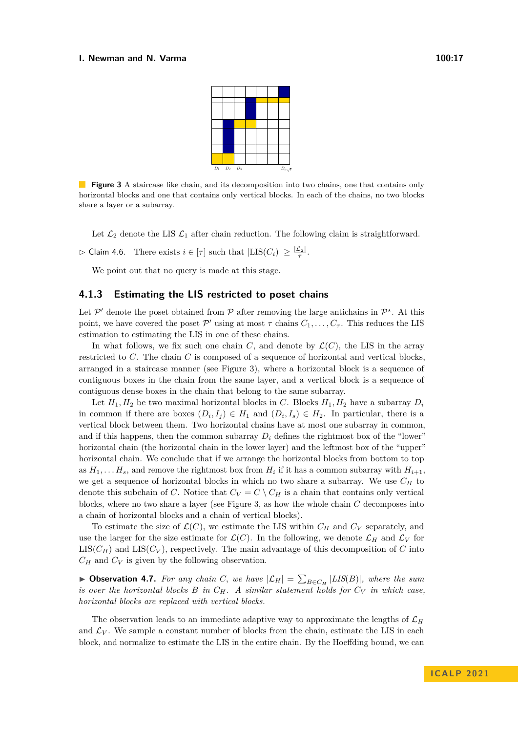**Figure 3** A staircase like chain, and its decomposition into two chains, one that contains only horizontal blocks and one that contains only vertical blocks. In each of the chains, no two blocks share a layer or a subarray.

Let $\mathcal{L}_2$ denote the LIS $\mathcal{L}_1$ after chain reduction. The following claim is straightforward.

▷ Claim 4.6. There exists $i \in [\tau]$ such that $|\mathrm{LIS}(C_i)| \geq \frac{|\mathcal{L}_2|}{\tau}$.

We point out that no query is made at this stage.

### 4.1.3 Estimating the LIS restricted to poset chains

Let $\mathcal{P}'$ denote the poset obtained from $\mathcal{P}$ after removing the large antichains in $\mathcal{P}^\star$. At this point, we have covered the poset $\mathcal{P}'$ using at most $\tau$ chains $C_1, \ldots, C_\tau$. This reduces the LIS estimation to estimating the LIS in one of these chains.

In what follows, we fix such one chain $C$, and denote by $\mathcal{L}(C)$, the LIS in the array restricted to $C$. The chain $C$ is composed of a sequence of horizontal and vertical blocks, arranged in a staircase manner (see Figure 3), where a horizontal block is a sequence of contiguous boxes in the chain from the same layer, and a vertical block is a sequence of contiguous dense boxes in the chain that belong to the same subarray.

Let $H_1, H_2$ be two maximal horizontal blocks in $C$. Blocks $H_1, H_2$ have a subarray $D_i$ in common if there are boxes $(D_i, I_j) \in H_1$ and $(D_i, I_s) \in H_2$. In particular, there is a vertical block between them. Two horizontal chains have at most one subarray in common, and if this happens, then the common subarray $D_i$ defines the rightmost box of the "lower" horizontal chain (the horizontal chain in the lower layer) and the leftmost box of the "upper" horizontal chain. We conclude that if we arrange the horizontal blocks from bottom to top as $H_1, \ldots H_s$, and remove the rightmost box from $H_i$ if it has a common subarray with $H_{i+1}$, we get a sequence of horizontal blocks in which no two share a subarray. We use $C_H$ to denote this subchain of $C$. Notice that $C_V = C \setminus C_H$ is a chain that contains only vertical blocks, where no two share a layer (see Figure 3, as how the whole chain $C$ decomposes into a chain of horizontal blocks and a chain of vertical blocks).

To estimate the size of $\mathcal{L}(C)$, we estimate the LIS within $C_H$ and $C_V$ separately, and use the larger for the size estimate for $\mathcal{L}(C)$. In the following, we denote $\mathcal{L}_H$ and $\mathcal{L}_V$ for $\mathrm{LIS}(C_H)$ and $\mathrm{LIS}(C_V)$, respectively. The main advantage of this decomposition of $C$ into $C_H$ and $C_V$ is given by the following observation.

▶ **Observation 4.7.** *For any chain $C$, we have $|\mathcal{L}_H| = \sum_{B \in C_H} |LIS(B)|$, where the sum is over the horizontal blocks $B$ in $C_H$. A similar statement holds for $C_V$ in which case, horizontal blocks are replaced with vertical blocks.*

The observation leads to an immediate adaptive way to approximate the lengths of $\mathcal{L}_H$ and $\mathcal{L}_V$. We sample a constant number of blocks from the chain, estimate the LIS in each block, and normalize to estimate the LIS in the entire chain. By the Hoeffding bound, we can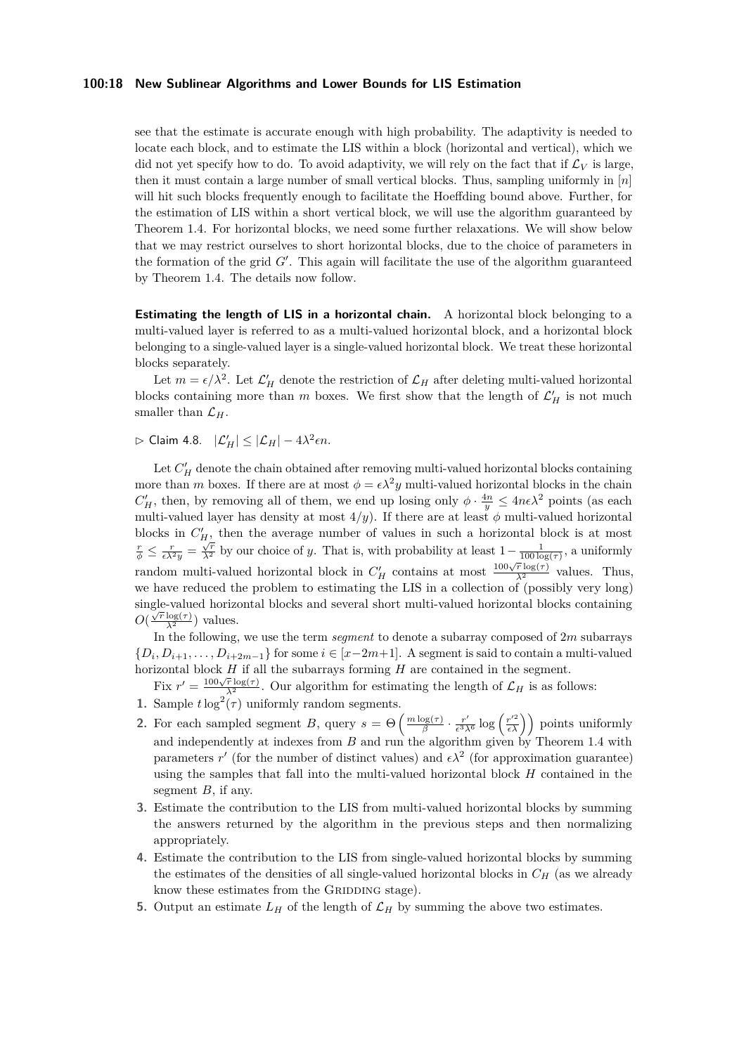see that the estimate is accurate enough with high probability. The adaptivity is needed to locate each block, and to estimate the LIS within a block (horizontal and vertical), which we did not yet specify how to do. To avoid adaptivity, we will rely on the fact that if $\mathcal{L}_V$ is large, then it must contain a large number of small vertical blocks. Thus, sampling uniformly in $[n]$ will hit such blocks frequently enough to facilitate the Hoeffding bound above. Further, for the estimation of LIS within a short vertical block, we will use the algorithm guaranteed by Theorem 1.4. For horizontal blocks, we need some further relaxations. We will show below that we may restrict ourselves to short horizontal blocks, due to the choice of parameters in the formation of the grid $G'$. This again will facilitate the use of the algorithm guaranteed by Theorem 1.4. The details now follow.

**Estimating the length of LIS in a horizontal chain.** A horizontal block belonging to a multi-valued layer is referred to as a multi-valued horizontal block, and a horizontal block belonging to a single-valued layer is a single-valued horizontal block. We treat these horizontal blocks separately.

Let $m = \epsilon/\lambda^2$. Let $\mathcal{L}'_H$ denote the restriction of $\mathcal{L}_H$ after deleting multi-valued horizontal blocks containing more than $m$ boxes. We first show that the length of $\mathcal{L}'_H$ is not much smaller than $\mathcal{L}_H$.

▷ Claim 4.8. $|\mathcal{L}'_H| \leq |\mathcal{L}_H| - 4\lambda^2\epsilon n$.

Let $C'_H$ denote the chain obtained after removing multi-valued horizontal blocks containing more than $m$ boxes. If there are at most $\phi = \epsilon\lambda^2 y$ multi-valued horizontal blocks in the chain $C'_H$, then, by removing all of them, we end up losing only $\phi \cdot \frac{4n}{y} \leq 4n\epsilon\lambda^2$ points (as each multi-valued layer has density at most $4/y$). If there are at least $\phi$ multi-valued horizontal blocks in $C'_H$, then the average number of values in such a horizontal block is at most $\frac{r}{\phi} \leq \frac{r}{\epsilon\lambda^2 y} = \frac{\sqrt{r}}{\lambda^2}$ by our choice of $y$. That is, with probability at least $1 - \frac{1}{100\log(\tau)}$, a uniformly random multi-valued horizontal block in $C'_H$ contains at most $\frac{100\sqrt{r}\log(\tau)}{\lambda^2}$ values. Thus, we have reduced the problem to estimating the LIS in a collection of (possibly very long) single-valued horizontal blocks and several short multi-valued horizontal blocks containing $O(\frac{\sqrt{r}\log(\tau)}{\lambda^2})$ values.

In the following, we use the term *segment* to denote a subarray composed of $2m$ subarrays $\{D_i, D_{i+1}, \ldots, D_{i+2m-1}\}$ for some $i \in [x-2m+1]$. A segment is said to contain a multi-valued horizontal block $H$ if all the subarrays forming $H$ are contained in the segment.

Fix $r' = \frac{100\sqrt{r}\log(\tau)}{\lambda^2}$. Our algorithm for estimating the length of $\mathcal{L}_H$ is as follows:

1. Sample $t\log^2(\tau)$ uniformly random segments.
2. For each sampled segment $B$, query $s = \Theta\left(\frac{m\log(\tau)}{\beta} \cdot \frac{r'}{\epsilon^3\lambda^6}\log\left(\frac{r'^2}{\epsilon\lambda}\right)\right)$ points uniformly and independently at indexes from $B$ and run the algorithm given by Theorem 1.4 with parameters $r'$ (for the number of distinct values) and $\epsilon\lambda^2$ (for approximation guarantee) using the samples that fall into the multi-valued horizontal block $H$ contained in the segment $B$, if any.
3. Estimate the contribution to the LIS from multi-valued horizontal blocks by summing the answers returned by the algorithm in the previous steps and then normalizing appropriately.
4. Estimate the contribution to the LIS from single-valued horizontal blocks by summing the estimates of the densities of all single-valued horizontal blocks in $C_H$ (as we already know these estimates from the GRIDDING stage).
5. Output an estimate $L_H$ of the length of $\mathcal{L}_H$ by summing the above two estimates.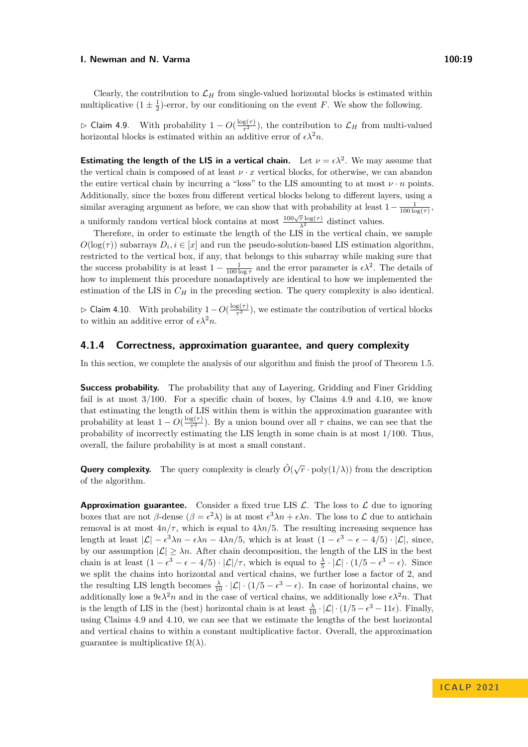Clearly, the contribution to $\mathcal{L}_H$ from single-valued horizontal blocks is estimated within multiplicative $(1 \pm \frac{1}{2})$-error, by our conditioning on the event $F$. We show the following.

▷ Claim 4.9. With probability $1 - O(\frac{\log(\tau)}{\tau^2})$, the contribution to $\mathcal{L}_H$ from multi-valued horizontal blocks is estimated within an additive error of $\epsilon\lambda^2 n$.

**Estimating the length of the LIS in a vertical chain.** Let $\nu = \epsilon\lambda^2$. We may assume that the vertical chain is composed of at least $\nu \cdot x$ vertical blocks, for otherwise, we can abandon the entire vertical chain by incurring a "loss" to the LIS amounting to at most $\nu \cdot n$ points. Additionally, since the boxes from different vertical blocks belong to different layers, using a similar averaging argument as before, we can show that with probability at least $1 - \frac{1}{100\log(\tau)}$, a uniformly random vertical block contains at most $\frac{100\sqrt{r}\log(\tau)}{\lambda^2}$ distinct values.

Therefore, in order to estimate the length of the LIS in the vertical chain, we sample $O(\log(\tau))$ subarrays $D_i, i \in [x]$ and run the pseudo-solution-based LIS estimation algorithm, restricted to the vertical box, if any, that belongs to this subarray while making sure that the success probability is at least $1 - \frac{1}{100\log\tau}$ and the error parameter is $\epsilon\lambda^2$. The details of how to implement this procedure nonadaptively are identical to how we implemented the estimation of the LIS in $C_H$ in the preceding section. The query complexity is also identical.

▷ Claim 4.10. With probability $1 - O(\frac{\log(\tau)}{\tau^2})$, we estimate the contribution of vertical blocks to within an additive error of $\epsilon\lambda^2 n$.

### 4.1.4 Correctness, approximation guarantee, and query complexity

In this section, we complete the analysis of our algorithm and finish the proof of Theorem 1.5.

**Success probability.** The probability that any of Layering, Gridding and Finer Gridding fail is at most 3/100. For a specific chain of boxes, by Claims 4.9 and 4.10, we know that estimating the length of LIS within them is within the approximation guarantee with probability at least $1 - O(\frac{\log(\tau)}{\tau^2})$. By a union bound over all $\tau$ chains, we can see that the probability of incorrectly estimating the LIS length in some chain is at most 1/100. Thus, overall, the failure probability is at most a small constant.

**Query complexity.** The query complexity is clearly $\tilde{O}(\sqrt{r} \cdot \mathrm{poly}(1/\lambda))$ from the description of the algorithm.

**Approximation guarantee.** Consider a fixed true LIS $\mathcal{L}$. The loss to $\mathcal{L}$ due to ignoring boxes that are not $\beta$-dense ($\beta = \epsilon^2\lambda$) is at most $\epsilon^3\lambda n + \epsilon\lambda n$. The loss to $\mathcal{L}$ due to antichain removal is at most $4n/\tau$, which is equal to $4\lambda n/5$. The resulting increasing sequence has length at least $|\mathcal{L}| - \epsilon^3\lambda n - \epsilon\lambda n - 4\lambda n/5$, which is at least $(1 - \epsilon^3 - \epsilon - 4/5) \cdot |\mathcal{L}|$, since, by our assumption $|\mathcal{L}| \geq \lambda n$. After chain decomposition, the length of the LIS in the best chain is at least $(1 - \epsilon^3 - \epsilon - 4/5) \cdot |\mathcal{L}|/\tau$, which is equal to $\frac{\lambda}{5} \cdot |\mathcal{L}| \cdot (1/5 - \epsilon^3 - \epsilon)$. Since we split the chains into horizontal and vertical chains, we further lose a factor of 2, and the resulting LIS length becomes $\frac{\lambda}{10} \cdot |\mathcal{L}| \cdot (1/5 - \epsilon^3 - \epsilon)$. In case of horizontal chains, we additionally lose a $9\epsilon\lambda^2 n$ and in the case of vertical chains, we additionally lose $\epsilon\lambda^2 n$. That is the length of LIS in the (best) horizontal chain is at least $\frac{\lambda}{10} \cdot |\mathcal{L}| \cdot (1/5 - \epsilon^3 - 11\epsilon)$. Finally, using Claims 4.9 and 4.10, we can see that we estimate the lengths of the best horizontal and vertical chains to within a constant multiplicative factor. Overall, the approximation guarantee is multiplicative $\Omega(\lambda)$.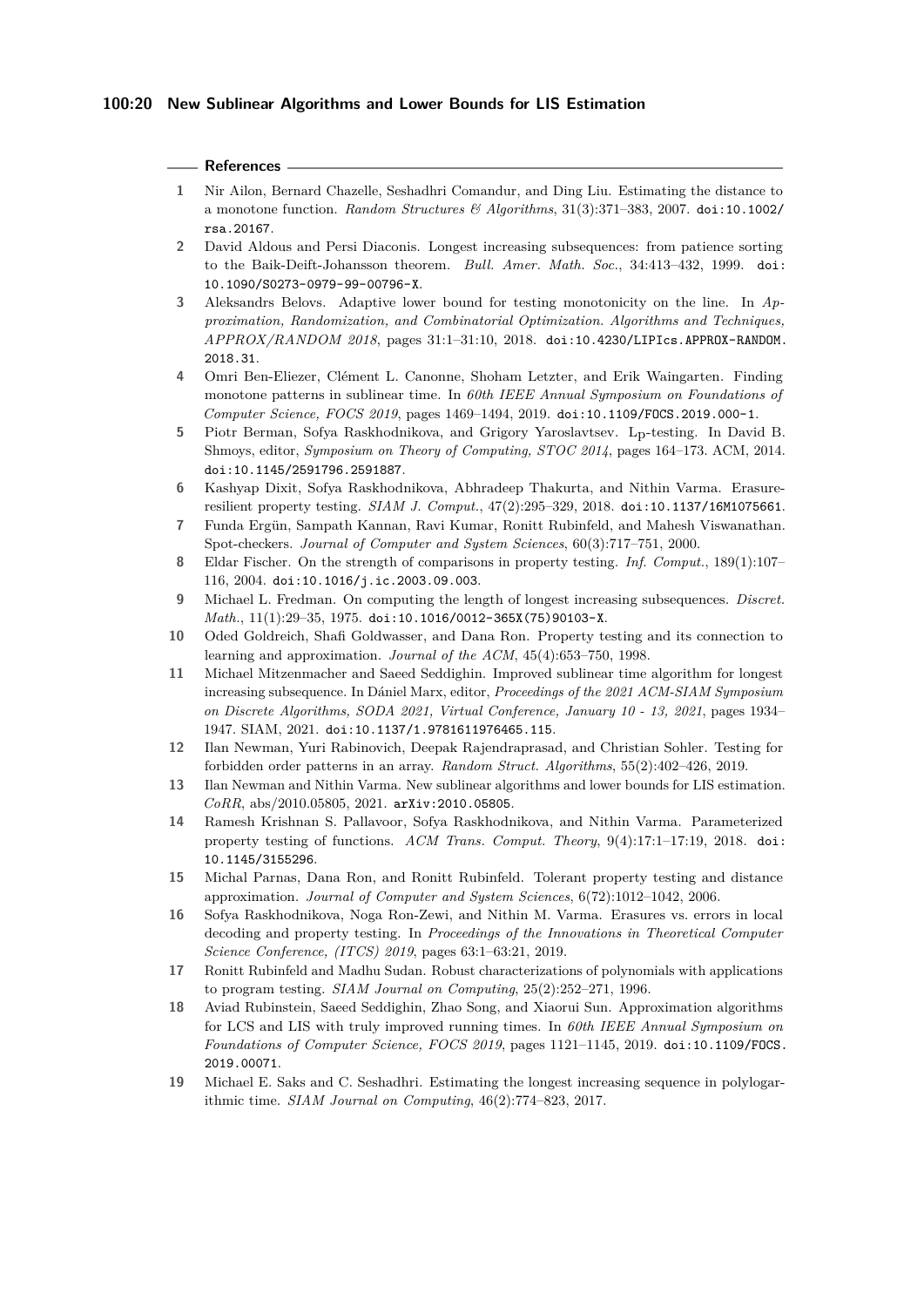## References

1. Nir Ailon, Bernard Chazelle, Seshadhri Comandur, and Ding Liu. Estimating the distance to a monotone function. *Random Structures & Algorithms*, 31(3):371–383, 2007. doi:10.1002/rsa.20167.
2. David Aldous and Persi Diaconis. Longest increasing subsequences: from patience sorting to the Baik-Deift-Johansson theorem. *Bull. Amer. Math. Soc.*, 34:413–432, 1999. doi:10.1090/S0273-0979-99-00796-X.
3. Aleksandrs Belovs. Adaptive lower bound for testing monotonicity on the line. In *Approximation, Randomization, and Combinatorial Optimization. Algorithms and Techniques, APPROX/RANDOM 2018*, pages 31:1–31:10, 2018. doi:10.4230/LIPIcs.APPROX-RANDOM.2018.31.
4. Omri Ben-Eliezer, Clément L. Canonne, Shoham Letzter, and Erik Waingarten. Finding monotone patterns in sublinear time. In *60th IEEE Annual Symposium on Foundations of Computer Science, FOCS 2019*, pages 1469–1494, 2019. doi:10.1109/FOCS.2019.000-1.
5. Piotr Berman, Sofya Raskhodnikova, and Grigory Yaroslavtsev. $L_p$-testing. In David B. Shmoys, editor, *Symposium on Theory of Computing, STOC 2014*, pages 164–173. ACM, 2014. doi:10.1145/2591796.2591887.
6. Kashyap Dixit, Sofya Raskhodnikova, Abhradeep Thakurta, and Nithin Varma. Erasure-resilient property testing. *SIAM J. Comput.*, 47(2):295–329, 2018. doi:10.1137/16M1075661.
7. Funda Ergün, Sampath Kannan, Ravi Kumar, Ronitt Rubinfeld, and Mahesh Viswanathan. Spot-checkers. *Journal of Computer and System Sciences*, 60(3):717–751, 2000.
8. Eldar Fischer. On the strength of comparisons in property testing. *Inf. Comput.*, 189(1):107–116, 2004. doi:10.1016/j.ic.2003.09.003.
9. Michael L. Fredman. On computing the length of longest increasing subsequences. *Discret. Math.*, 11(1):29–35, 1975. doi:10.1016/0012-365X(75)90103-X.
10. Oded Goldreich, Shafi Goldwasser, and Dana Ron. Property testing and its connection to learning and approximation. *Journal of the ACM*, 45(4):653–750, 1998.
11. Michael Mitzenmacher and Saeed Seddighin. Improved sublinear time algorithm for longest increasing subsequence. In Dániel Marx, editor, *Proceedings of the 2021 ACM-SIAM Symposium on Discrete Algorithms, SODA 2021, Virtual Conference, January 10 - 13, 2021*, pages 1934–1947. SIAM, 2021. doi:10.1137/1.9781611976465.115.
12. Ilan Newman, Yuri Rabinovich, Deepak Rajendraprasad, and Christian Sohler. Testing for forbidden order patterns in an array. *Random Struct. Algorithms*, 55(2):402–426, 2019.
13. Ilan Newman and Nithin Varma. New sublinear algorithms and lower bounds for LIS estimation. *CoRR*, abs/2010.05805, 2021. arXiv:2010.05805.
14. Ramesh Krishnan S. Pallavoor, Sofya Raskhodnikova, and Nithin Varma. Parameterized property testing of functions. *ACM Trans. Comput. Theory*, 9(4):17:1–17:19, 2018. doi:10.1145/3155296.
15. Michal Parnas, Dana Ron, and Ronitt Rubinfeld. Tolerant property testing and distance approximation. *Journal of Computer and System Sciences*, 6(72):1012–1042, 2006.
16. Sofya Raskhodnikova, Noga Ron-Zewi, and Nithin M. Varma. Erasures vs. errors in local decoding and property testing. In *Proceedings of the Innovations in Theoretical Computer Science Conference, (ITCS) 2019*, pages 63:1–63:21, 2019.
17. Ronitt Rubinfeld and Madhu Sudan. Robust characterizations of polynomials with applications to program testing. *SIAM Journal on Computing*, 25(2):252–271, 1996.
18. Aviad Rubinstein, Saeed Seddighin, Zhao Song, and Xiaorui Sun. Approximation algorithms for LCS and LIS with truly improved running times. In *60th IEEE Annual Symposium on Foundations of Computer Science, FOCS 2019*, pages 1121–1145, 2019. doi:10.1109/FOCS.2019.00071.
19. Michael E. Saks and C. Seshadhri. Estimating the longest increasing sequence in polylogarithmic time. *SIAM Journal on Computing*, 46(2):774–823, 2017.